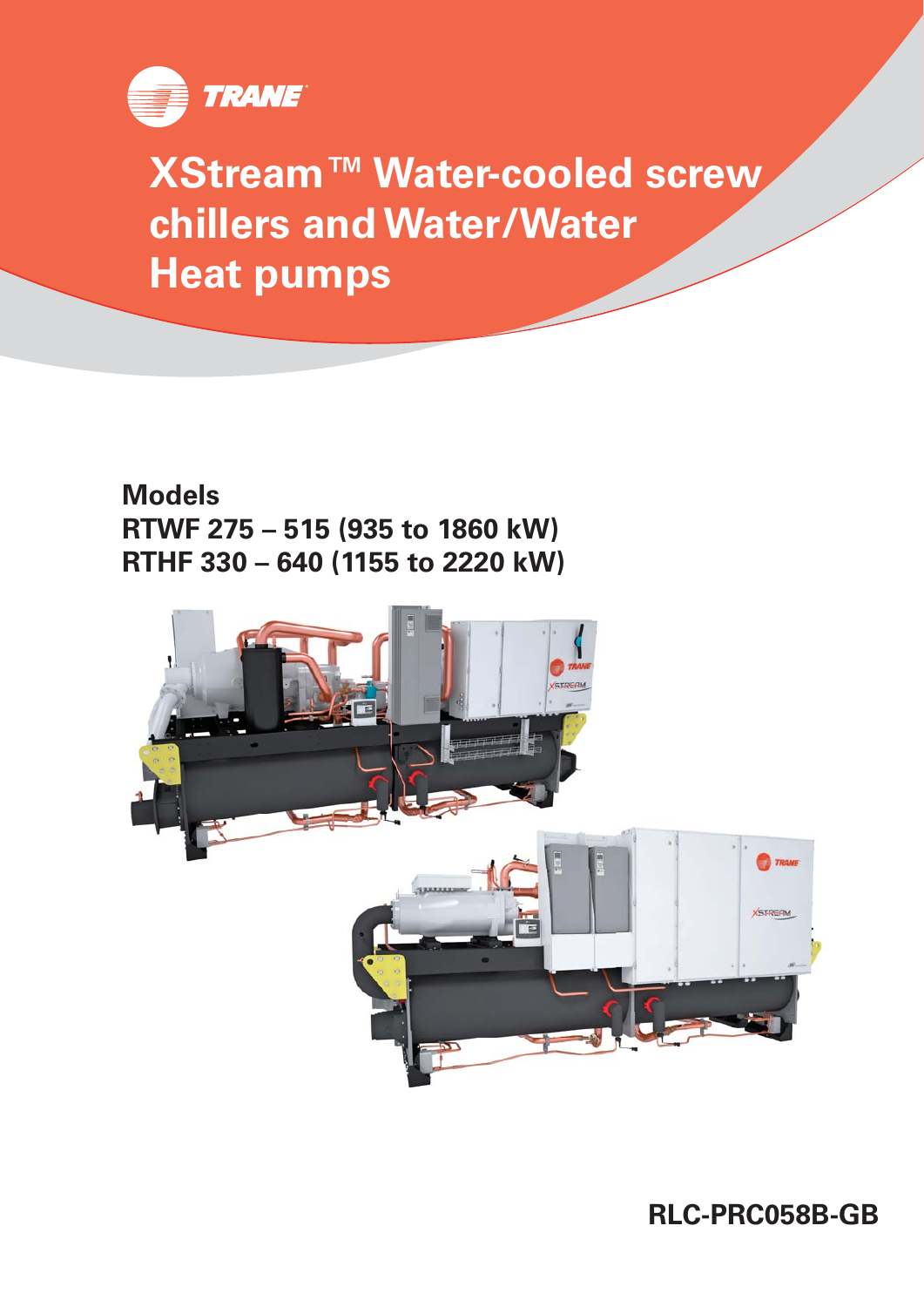# XStream™ Water-cooled screw chillers and Water/Water Heat pumps

**Models**
**RTWF 275 – 515 (935 to 1860 kW)**
**RTHF 330 – 640 (1155 to 2220 kW)**

**RLC-PRC058B-GB**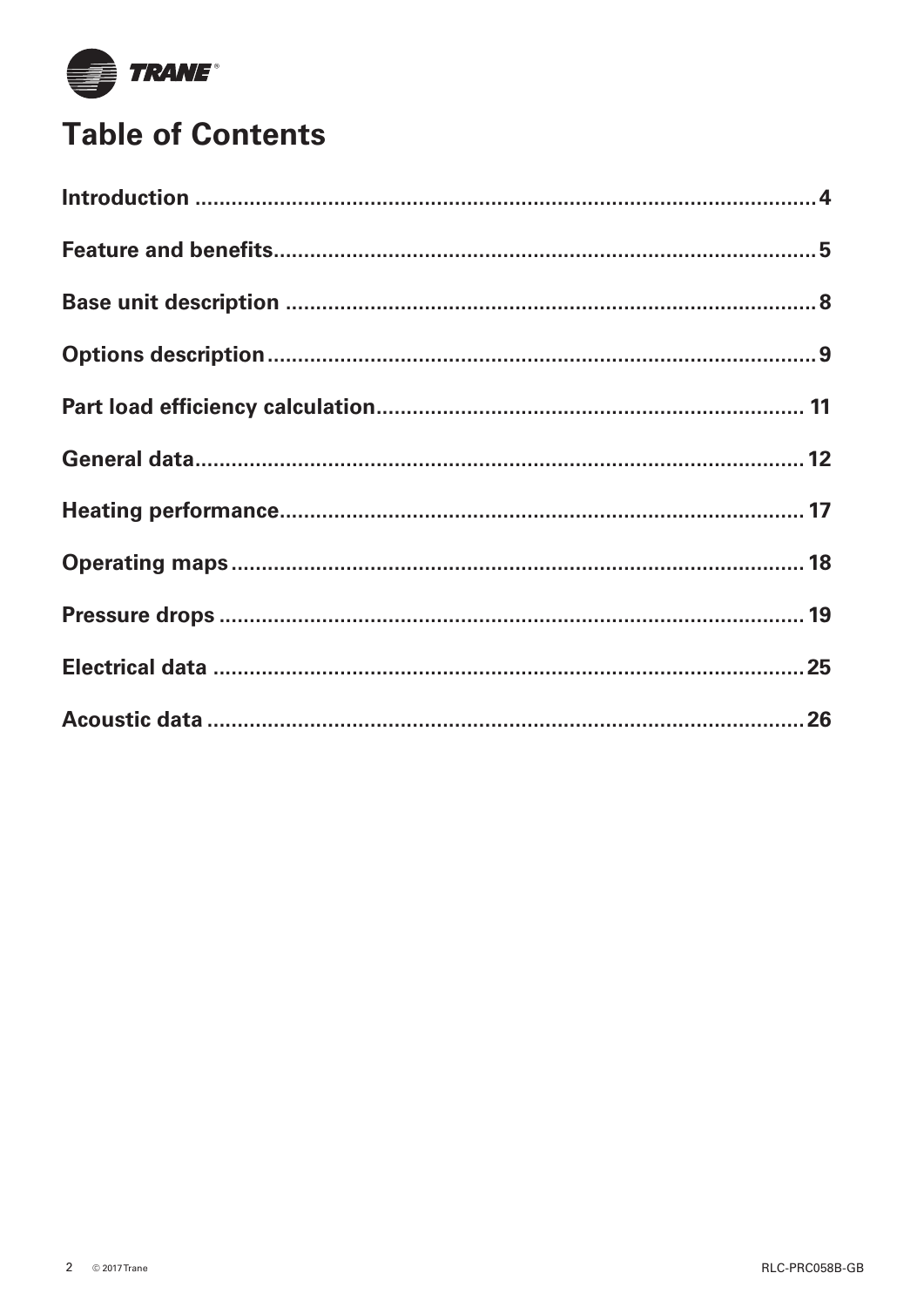# Table of Contents

Introduction ....................................................................................... 4

Feature and benefits.......................................................................... 5

Base unit description ........................................................................ 8

Options description........................................................................... 9

Part load efficiency calculation....................................................... 11

General data..................................................................................... 12

Heating performance....................................................................... 17

Operating maps ............................................................................... 18

Pressure drops ................................................................................. 19

Electrical data .................................................................................. 25

Acoustic data ................................................................................... 26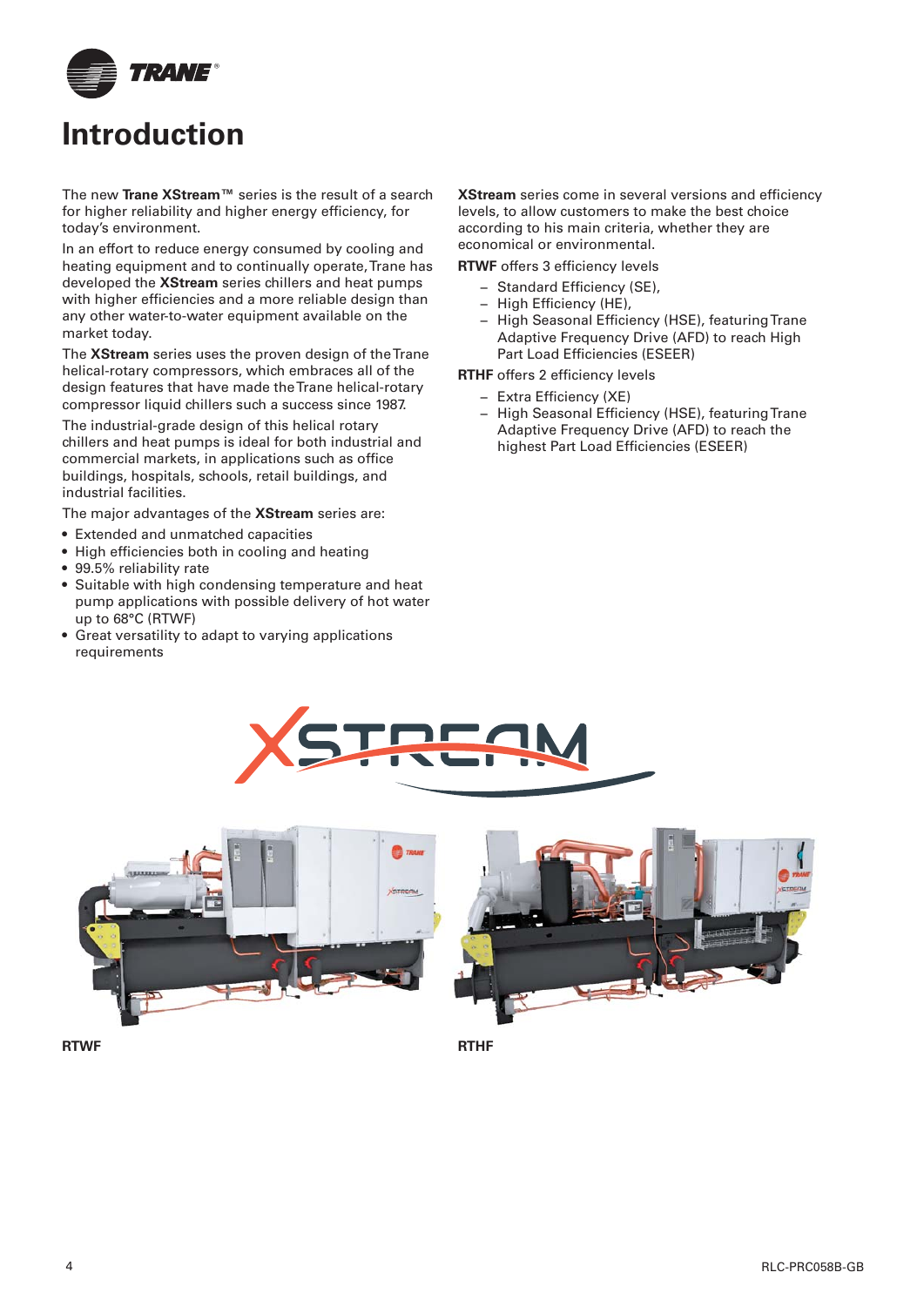# Introduction

The new **Trane XStream™** series is the result of a search for higher reliability and higher energy efficiency, for today's environment.

In an effort to reduce energy consumed by cooling and heating equipment and to continually operate, Trane has developed the **XStream** series chillers and heat pumps with higher efficiencies and a more reliable design than any other water-to-water equipment available on the market today.

The **XStream** series uses the proven design of the Trane helical-rotary compressors, which embraces all of the design features that have made the Trane helical-rotary compressor liquid chillers such a success since 1987.

The industrial-grade design of this helical rotary chillers and heat pumps is ideal for both industrial and commercial markets, in applications such as office buildings, hospitals, schools, retail buildings, and industrial facilities.

The major advantages of the **XStream** series are:

- Extended and unmatched capacities
- High efficiencies both in cooling and heating
- 99.5% reliability rate
- Suitable with high condensing temperature and heat pump applications with possible delivery of hot water up to 68°C (RTWF)
- Great versatility to adapt to varying applications requirements

**XStream** series come in several versions and efficiency levels, to allow customers to make the best choice according to his main criteria, whether they are economical or environmental.

**RTWF** offers 3 efficiency levels

- Standard Efficiency (SE),
- High Efficiency (HE),
- High Seasonal Efficiency (HSE), featuring Trane Adaptive Frequency Drive (AFD) to reach High Part Load Efficiencies (ESEER)

**RTHF** offers 2 efficiency levels

- Extra Efficiency (XE)
- High Seasonal Efficiency (HSE), featuring Trane Adaptive Frequency Drive (AFD) to reach the highest Part Load Efficiencies (ESEER)

RTWF

RTHF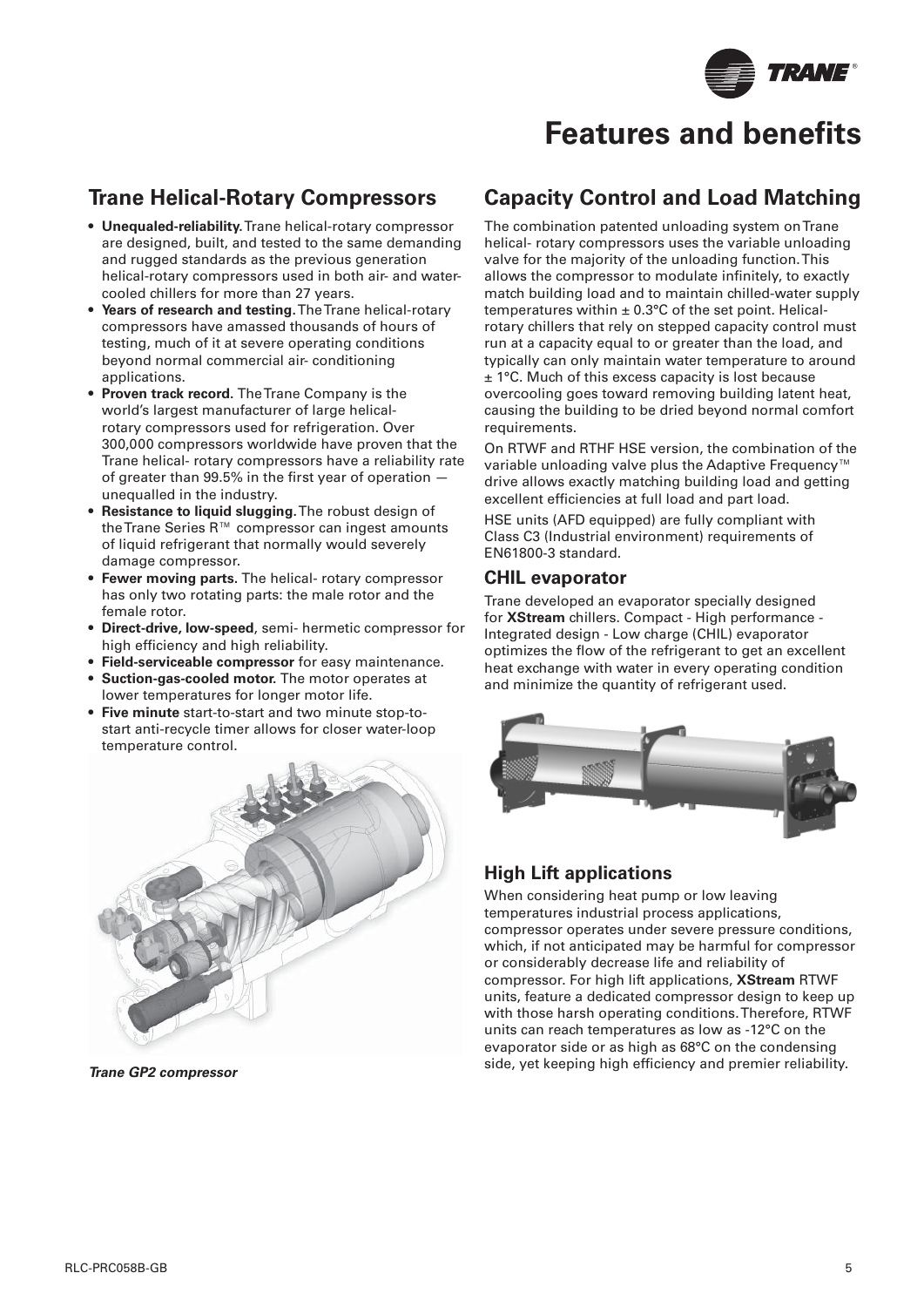# Features and benefits

## Trane Helical-Rotary Compressors

- **Unequaled-reliability.** Trane helical-rotary compressor are designed, built, and tested to the same demanding and rugged standards as the previous generation helical-rotary compressors used in both air- and water-cooled chillers for more than 27 years.
- **Years of research and testing.** The Trane helical-rotary compressors have amassed thousands of hours of testing, much of it at severe operating conditions beyond normal commercial air- conditioning applications.
- **Proven track record.** The Trane Company is the world's largest manufacturer of large helical-rotary compressors used for refrigeration. Over 300,000 compressors worldwide have proven that the Trane helical- rotary compressors have a reliability rate of greater than 99.5% in the first year of operation — unequalled in the industry.
- **Resistance to liquid slugging.** The robust design of the Trane Series R™ compressor can ingest amounts of liquid refrigerant that normally would severely damage compressor.
- **Fewer moving parts.** The helical- rotary compressor has only two rotating parts: the male rotor and the female rotor.
- **Direct-drive, low-speed**, semi- hermetic compressor for high efficiency and high reliability.
- **Field-serviceable compressor** for easy maintenance.
- **Suction-gas-cooled motor.** The motor operates at lower temperatures for longer motor life.
- **Five minute** start-to-start and two minute stop-to-start anti-recycle timer allows for closer water-loop temperature control.

*Trane GP2 compressor*

## Capacity Control and Load Matching

The combination patented unloading system on Trane helical- rotary compressors uses the variable unloading valve for the majority of the unloading function. This allows the compressor to modulate infinitely, to exactly match building load and to maintain chilled-water supply temperatures within ± 0.3°C of the set point. Helical-rotary chillers that rely on stepped capacity control must run at a capacity equal to or greater than the load, and typically can only maintain water temperature to around ± 1°C. Much of this excess capacity is lost because overcooling goes toward removing building latent heat, causing the building to be dried beyond normal comfort requirements.

On RTWF and RTHF HSE version, the combination of the variable unloading valve plus the Adaptive Frequency™ drive allows exactly matching building load and getting excellent efficiencies at full load and part load.

HSE units (AFD equipped) are fully compliant with Class C3 (Industrial environment) requirements of EN61800-3 standard.

### CHIL evaporator

Trane developed an evaporator specially designed for **XStream** chillers. Compact - High performance - Integrated design - Low charge (CHIL) evaporator optimizes the flow of the refrigerant to get an excellent heat exchange with water in every operating condition and minimize the quantity of refrigerant used.

## High Lift applications

When considering heat pump or low leaving temperatures industrial process applications, compressor operates under severe pressure conditions, which, if not anticipated may be harmful for compressor or considerably decrease life and reliability of compressor. For high lift applications, **XStream** RTWF units, feature a dedicated compressor design to keep up with those harsh operating conditions. Therefore, RTWF units can reach temperatures as low as -12°C on the evaporator side or as high as 68°C on the condensing side, yet keeping high efficiency and premier reliability.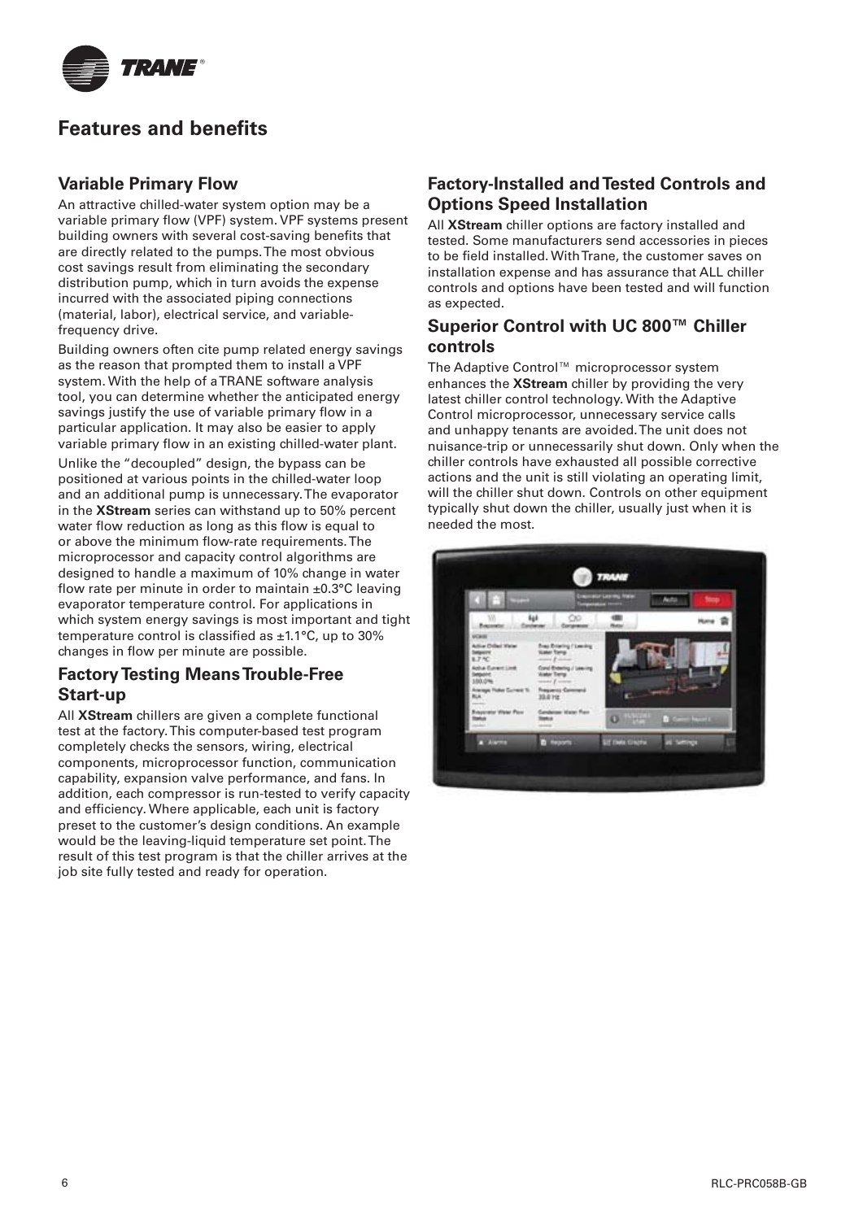# Features and benefits

## Variable Primary Flow

An attractive chilled-water system option may be a variable primary flow (VPF) system. VPF systems present building owners with several cost-saving benefits that are directly related to the pumps. The most obvious cost savings result from eliminating the secondary distribution pump, which in turn avoids the expense incurred with the associated piping connections (material, labor), electrical service, and variable-frequency drive.

Building owners often cite pump related energy savings as the reason that prompted them to install a VPF system. With the help of a TRANE software analysis tool, you can determine whether the anticipated energy savings justify the use of variable primary flow in a particular application. It may also be easier to apply variable primary flow in an existing chilled-water plant.

Unlike the "decoupled" design, the bypass can be positioned at various points in the chilled-water loop and an additional pump is unnecessary. The evaporator in the **XStream** series can withstand up to 50% percent water flow reduction as long as this flow is equal to or above the minimum flow-rate requirements. The microprocessor and capacity control algorithms are designed to handle a maximum of 10% change in water flow rate per minute in order to maintain ±0.3°C leaving evaporator temperature control. For applications in which system energy savings is most important and tight temperature control is classified as ±1.1°C, up to 30% changes in flow per minute are possible.

## Factory Testing Means Trouble-Free Start-up

All **XStream** chillers are given a complete functional test at the factory. This computer-based test program completely checks the sensors, wiring, electrical components, microprocessor function, communication capability, expansion valve performance, and fans. In addition, each compressor is run-tested to verify capacity and efficiency. Where applicable, each unit is factory preset to the customer's design conditions. An example would be the leaving-liquid temperature set point. The result of this test program is that the chiller arrives at the job site fully tested and ready for operation.

## Factory-Installed and Tested Controls and Options Speed Installation

All **XStream** chiller options are factory installed and tested. Some manufacturers send accessories in pieces to be field installed. With Trane, the customer saves on installation expense and has assurance that ALL chiller controls and options have been tested and will function as expected.

## Superior Control with UC 800™ Chiller controls

The Adaptive Control™ microprocessor system enhances the **XStream** chiller by providing the very latest chiller control technology. With the Adaptive Control microprocessor, unnecessary service calls and unhappy tenants are avoided. The unit does not nuisance-trip or unnecessarily shut down. Only when the chiller controls have exhausted all possible corrective actions and the unit is still violating an operating limit, will the chiller shut down. Controls on other equipment typically shut down the chiller, usually just when it is needed the most.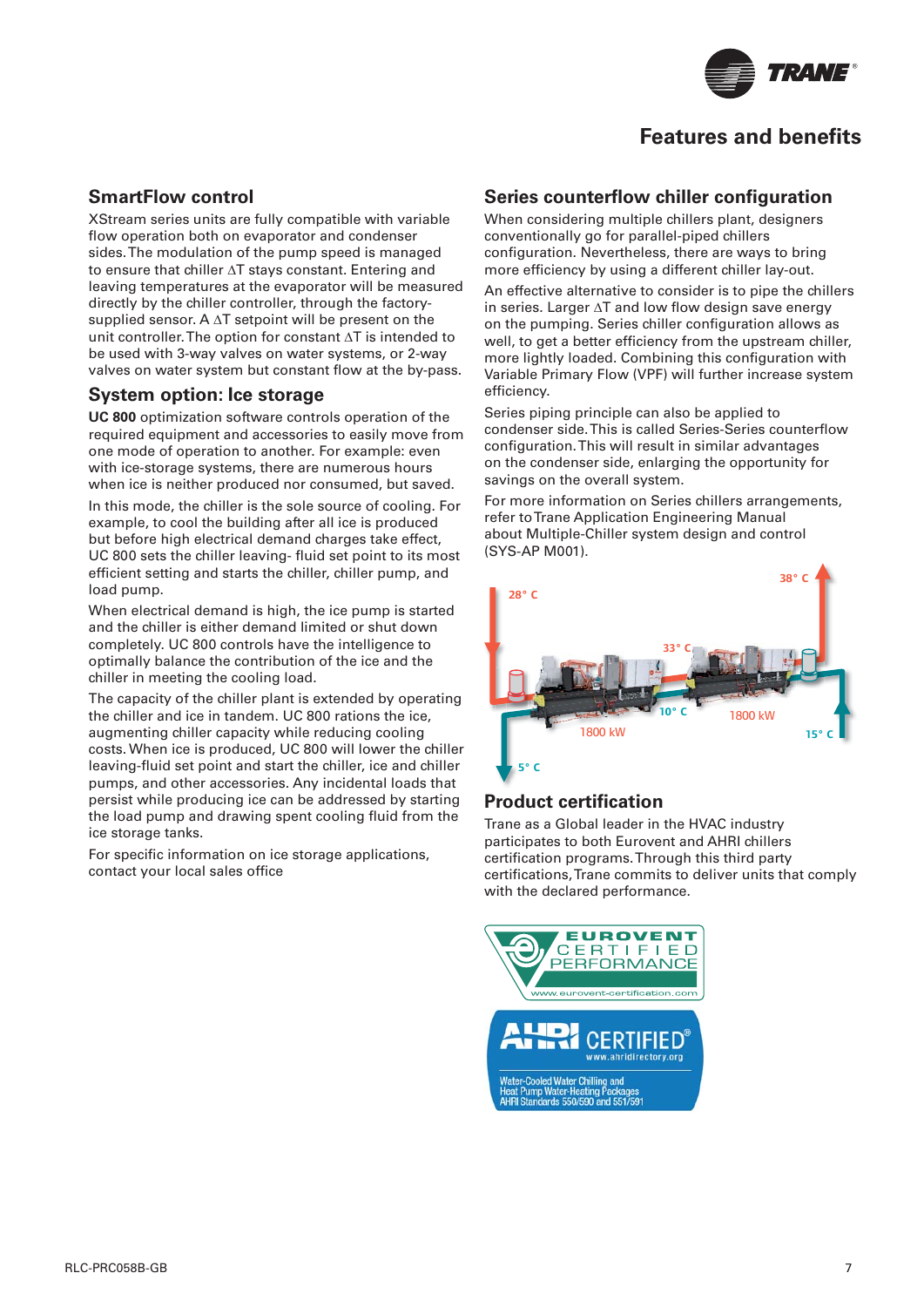# Features and benefits

## SmartFlow control

XStream series units are fully compatible with variable flow operation both on evaporator and condenser sides. The modulation of the pump speed is managed to ensure that chiller $\Delta T$ stays constant. Entering and leaving temperatures at the evaporator will be measured directly by the chiller controller, through the factory-supplied sensor. A $\Delta T$ setpoint will be present on the unit controller. The option for constant $\Delta T$ is intended to be used with 3-way valves on water systems, or 2-way valves on water system but constant flow at the by-pass.

## System option: Ice storage

**UC 800** optimization software controls operation of the required equipment and accessories to easily move from one mode of operation to another. For example: even with ice-storage systems, there are numerous hours when ice is neither produced nor consumed, but saved.

In this mode, the chiller is the sole source of cooling. For example, to cool the building after all ice is produced but before high electrical demand charges take effect, UC 800 sets the chiller leaving- fluid set point to its most efficient setting and starts the chiller, chiller pump, and load pump.

When electrical demand is high, the ice pump is started and the chiller is either demand limited or shut down completely. UC 800 controls have the intelligence to optimally balance the contribution of the ice and the chiller in meeting the cooling load.

The capacity of the chiller plant is extended by operating the chiller and ice in tandem. UC 800 rations the ice, augmenting chiller capacity while reducing cooling costs. When ice is produced, UC 800 will lower the chiller leaving-fluid set point and start the chiller, ice and chiller pumps, and other accessories. Any incidental loads that persist while producing ice can be addressed by starting the load pump and drawing spent cooling fluid from the ice storage tanks.

For specific information on ice storage applications, contact your local sales office

## Series counterflow chiller configuration

When considering multiple chillers plant, designers conventionally go for parallel-piped chillers configuration. Nevertheless, there are ways to bring more efficiency by using a different chiller lay-out.

An effective alternative to consider is to pipe the chillers in series. Larger $\Delta T$ and low flow design save energy on the pumping. Series chiller configuration allows as well, to get a better efficiency from the upstream chiller, more lightly loaded. Combining this configuration with Variable Primary Flow (VPF) will further increase system efficiency.

Series piping principle can also be applied to condenser side. This is called Series-Series counterflow configuration. This will result in similar advantages on the condenser side, enlarging the opportunity for savings on the overall system.

For more information on Series chillers arrangements, refer to Trane Application Engineering Manual about Multiple-Chiller system design and control (SYS-AP M001).

28° C 33° C 38° C 1800 kW 1800 kW 10° C 15° C 5° C

## Product certification

Trane as a Global leader in the HVAC industry participates to both Eurovent and AHRI chillers certification programs. Through this third party certifications, Trane commits to deliver units that comply with the declared performance.

EUROVENT CERTIFIED PERFORMANCE www.eurovent-certification.com

AHRI CERTIFIED® www.ahridirectory.org Water-Cooled Water Chilling and Heat Pump Water-Heating Packages AHRI Standards 550/590 and 551/591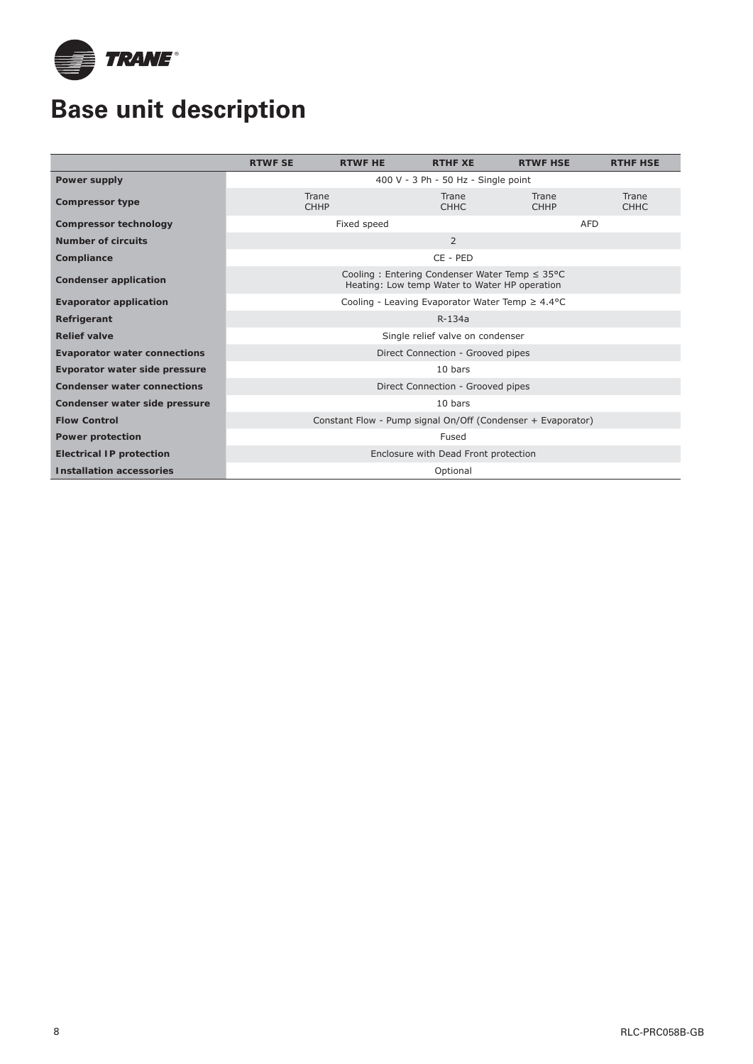# Base unit description

| | RTWF SE | RTWF HE | RTHF XE | RTWF HSE | RTHF HSE |
|---|---|---|---|---|---|
| **Power supply** | 400 V - 3 Ph - 50 Hz - Single point | | | | |
| **Compressor type** | Trane CHHP | | Trane CHHC | Trane CHHP | Trane CHHC |
| **Compressor technology** | Fixed speed | | | AFD | |
| **Number of circuits** | 2 | | | | |
| **Compliance** | CE - PED | | | | |
| **Condenser application** | Cooling : Entering Condenser Water Temp ≤ 35°C<br>Heating: Low temp Water to Water HP operation | | | | |
| **Evaporator application** | Cooling - Leaving Evaporator Water Temp ≥ 4.4°C | | | | |
| **Refrigerant** | R-134a | | | | |
| **Relief valve** | Single relief valve on condenser | | | | |
| **Evaporator water connections** | Direct Connection - Grooved pipes | | | | |
| **Evporator water side pressure** | 10 bars | | | | |
| **Condenser water connections** | Direct Connection - Grooved pipes | | | | |
| **Condenser water side pressure** | 10 bars | | | | |
| **Flow Control** | Constant Flow - Pump signal On/Off (Condenser + Evaporator) | | | | |
| **Power protection** | Fused | | | | |
| **Electrical IP protection** | Enclosure with Dead Front protection | | | | |
| **Installation accessories** | Optional | | | | |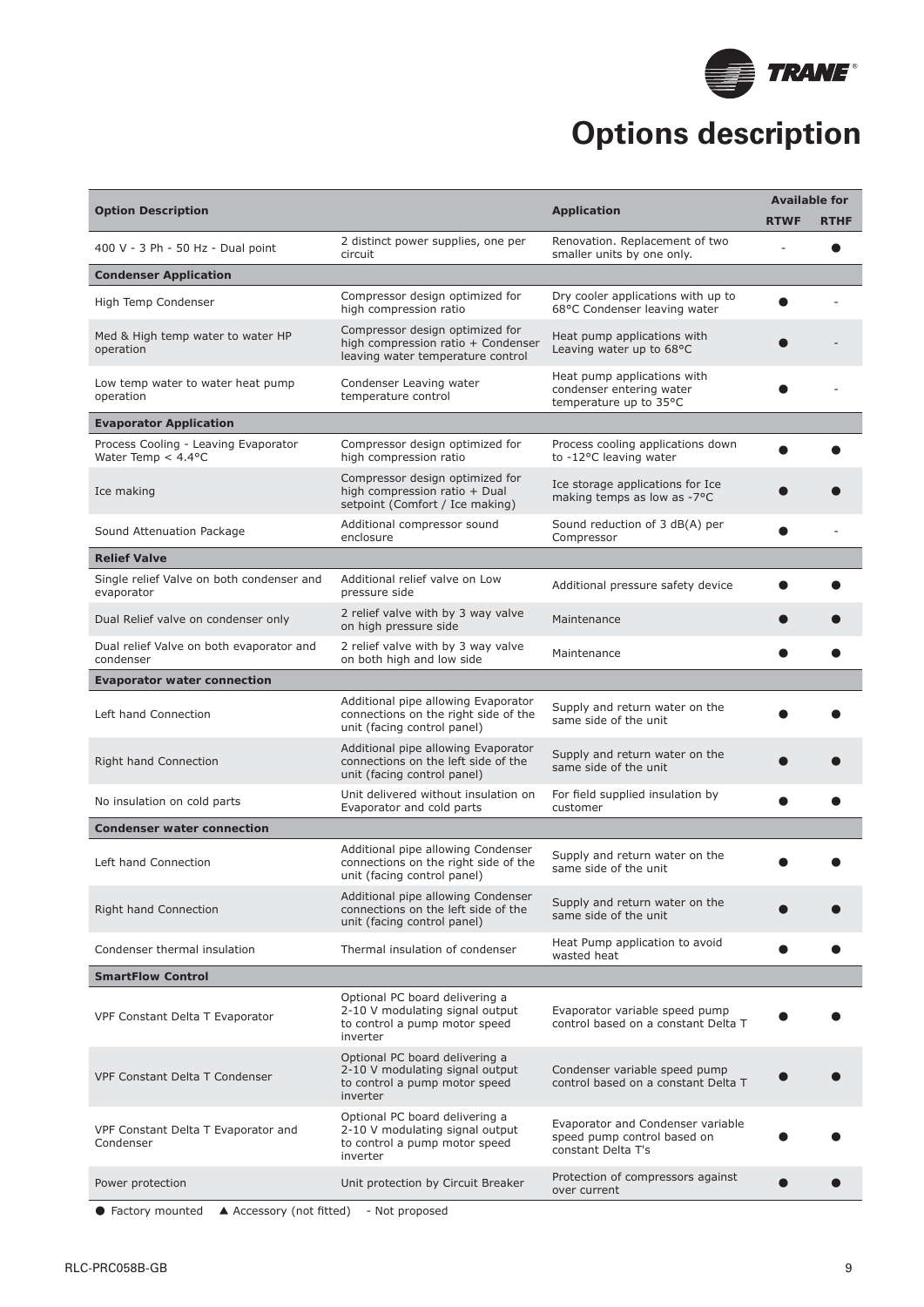# Options description

| Option Description | | Application | Available for | |
|---|---|---|---|---|
| | | | RTWF | RTHF |
| 400 V - 3 Ph - 50 Hz - Dual point | 2 distinct power supplies, one per circuit | Renovation. Replacement of two smaller units by one only. | - | ● |
| **Condenser Application** | | | | |
| High Temp Condenser | Compressor design optimized for high compression ratio | Dry cooler applications with up to 68°C Condenser leaving water | ● | - |
| Med & High temp water to water HP operation | Compressor design optimized for high compression ratio + Condenser leaving water temperature control | Heat pump applications with Leaving water up to 68°C | ● | - |
| Low temp water to water heat pump operation | Condenser Leaving water temperature control | Heat pump applications with condenser entering water temperature up to 35°C | ● | - |
| **Evaporator Application** | | | | |
| Process Cooling - Leaving Evaporator Water Temp < 4.4°C | Compressor design optimized for high compression ratio | Process cooling applications down to -12°C leaving water | ● | ● |
| Ice making | Compressor design optimized for high compression ratio + Dual setpoint (Comfort / Ice making) | Ice storage applications for Ice making temps as low as -7°C | ● | ● |
| Sound Attenuation Package | Additional compressor sound enclosure | Sound reduction of 3 dB(A) per Compressor | ● | - |
| **Relief Valve** | | | | |
| Single relief Valve on both condenser and evaporator | Additional relief valve on Low pressure side | Additional pressure safety device | ● | ● |
| Dual Relief valve on condenser only | 2 relief valve with by 3 way valve on high pressure side | Maintenance | ● | ● |
| Dual relief Valve on both evaporator and condenser | 2 relief valve with by 3 way valve on both high and low side | Maintenance | ● | ● |
| **Evaporator water connection** | | | | |
| Left hand Connection | Additional pipe allowing Evaporator connections on the right side of the unit (facing control panel) | Supply and return water on the same side of the unit | ● | ● |
| Right hand Connection | Additional pipe allowing Evaporator connections on the left side of the unit (facing control panel) | Supply and return water on the same side of the unit | ● | ● |
| No insulation on cold parts | Unit delivered without insulation on Evaporator and cold parts | For field supplied insulation by customer | ● | ● |
| **Condenser water connection** | | | | |
| Left hand Connection | Additional pipe allowing Condenser connections on the right side of the unit (facing control panel) | Supply and return water on the same side of the unit | ● | ● |
| Right hand Connection | Additional pipe allowing Condenser connections on the left side of the unit (facing control panel) | Supply and return water on the same side of the unit | ● | ● |
| Condenser thermal insulation | Thermal insulation of condenser | Heat Pump application to avoid wasted heat | ● | ● |
| **SmartFlow Control** | | | | |
| VPF Constant Delta T Evaporator | Optional PC board delivering a 2-10 V modulating signal output to control a pump motor speed inverter | Evaporator variable speed pump control based on a constant Delta T | ● | ● |
| VPF Constant Delta T Condenser | Optional PC board delivering a 2-10 V modulating signal output to control a pump motor speed inverter | Condenser variable speed pump control based on a constant Delta T | ● | ● |
| VPF Constant Delta T Evaporator and Condenser | Optional PC board delivering a 2-10 V modulating signal output to control a pump motor speed inverter | Evaporator and Condenser variable speed pump control based on constant Delta T's | ● | ● |
| Power protection | Unit protection by Circuit Breaker | Protection of compressors against over current | ● | ● |

● Factory mounted ▲ Accessory (not fitted) - Not proposed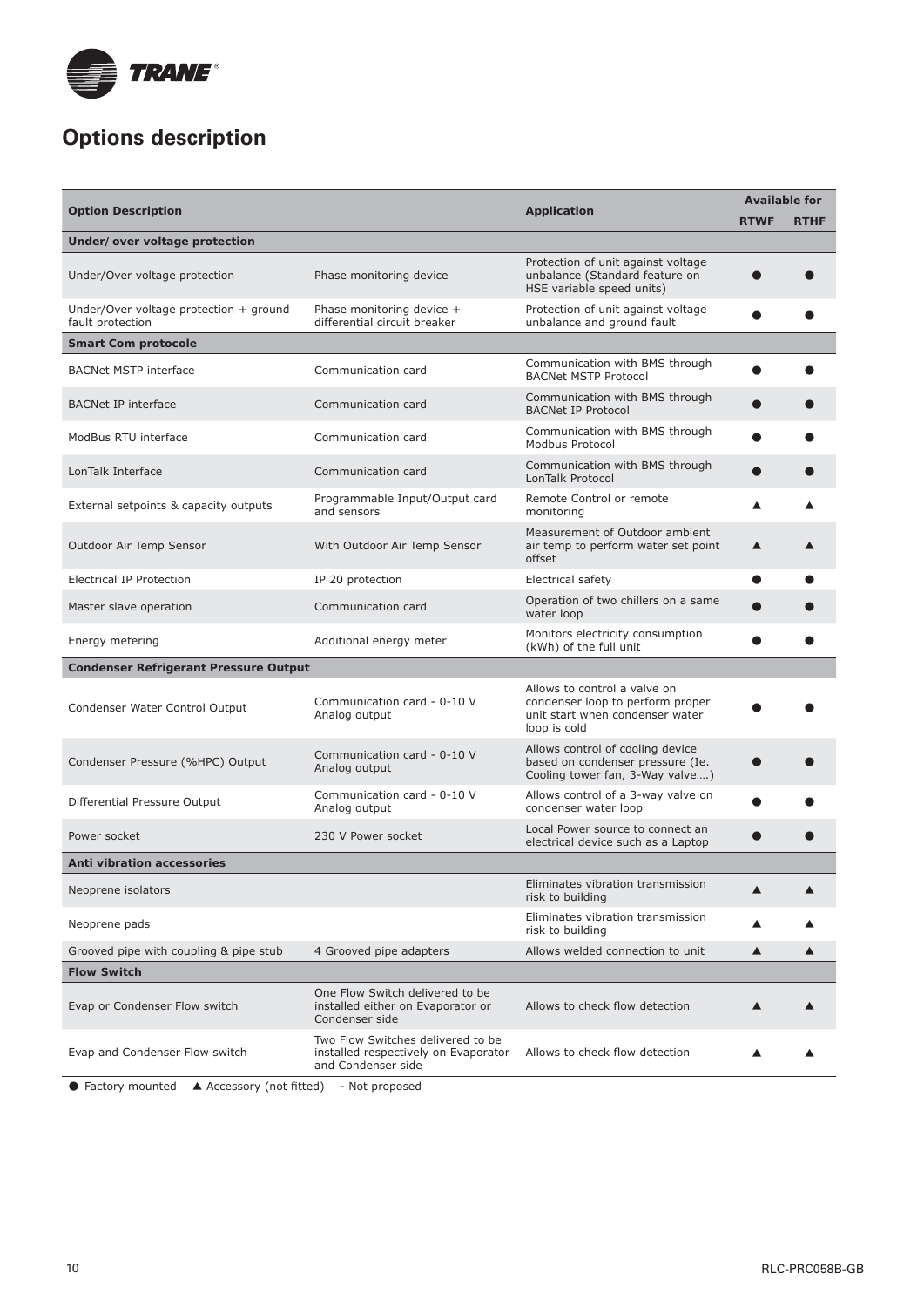## Options description

| Option Description | | Application | Available for | |
|---|---|---|---|---|
| | | | RTWF | RTHF |
| **Under/ over voltage protection** | | | | |
| Under/Over voltage protection | Phase monitoring device | Protection of unit against voltage unbalance (Standard feature on HSE variable speed units) | ● | ● |
| Under/Over voltage protection + ground fault protection | Phase monitoring device + differential circuit breaker | Protection of unit against voltage unbalance and ground fault | ● | ● |
| **Smart Com protocole** | | | | |
| BACNet MSTP interface | Communication card | Communication with BMS through BACNet MSTP Protocol | ● | ● |
| BACNet IP interface | Communication card | Communication with BMS through BACNet IP Protocol | ● | ● |
| ModBus RTU interface | Communication card | Communication with BMS through Modbus Protocol | ● | ● |
| LonTalk Interface | Communication card | Communication with BMS through LonTalk Protocol | ● | ● |
| External setpoints & capacity outputs | Programmable Input/Output card and sensors | Remote Control or remote monitoring | ▲ | ▲ |
| Outdoor Air Temp Sensor | With Outdoor Air Temp Sensor | Measurement of Outdoor ambient air temp to perform water set point offset | ▲ | ▲ |
| Electrical IP Protection | IP 20 protection | Electrical safety | ● | ● |
| Master slave operation | Communication card | Operation of two chillers on a same water loop | ● | ● |
| Energy metering | Additional energy meter | Monitors electricity consumption (kWh) of the full unit | ● | ● |
| **Condenser Refrigerant Pressure Output** | | | | |
| Condenser Water Control Output | Communication card - 0-10 V Analog output | Allows to control a valve on condenser loop to perform proper unit start when condenser water loop is cold | ● | ● |
| Condenser Pressure (%HPC) Output | Communication card - 0-10 V Analog output | Allows control of cooling device based on condenser pressure (Ie. Cooling tower fan, 3-Way valve….) | ● | ● |
| Differential Pressure Output | Communication card - 0-10 V Analog output | Allows control of a 3-way valve on condenser water loop | ● | ● |
| Power socket | 230 V Power socket | Local Power source to connect an electrical device such as a Laptop | ● | ● |
| **Anti vibration accessories** | | | | |
| Neoprene isolators | | Eliminates vibration transmission risk to building | ▲ | ▲ |
| Neoprene pads | | Eliminates vibration transmission risk to building | ▲ | ▲ |
| Grooved pipe with coupling & pipe stub | 4 Grooved pipe adapters | Allows welded connection to unit | ▲ | ▲ |
| **Flow Switch** | | | | |
| Evap or Condenser Flow switch | One Flow Switch delivered to be installed either on Evaporator or Condenser side | Allows to check flow detection | ▲ | ▲ |
| Evap and Condenser Flow switch | Two Flow Switches delivered to be installed respectively on Evaporator and Condenser side | Allows to check flow detection | ▲ | ▲ |

● Factory mounted ▲ Accessory (not fitted) - Not proposed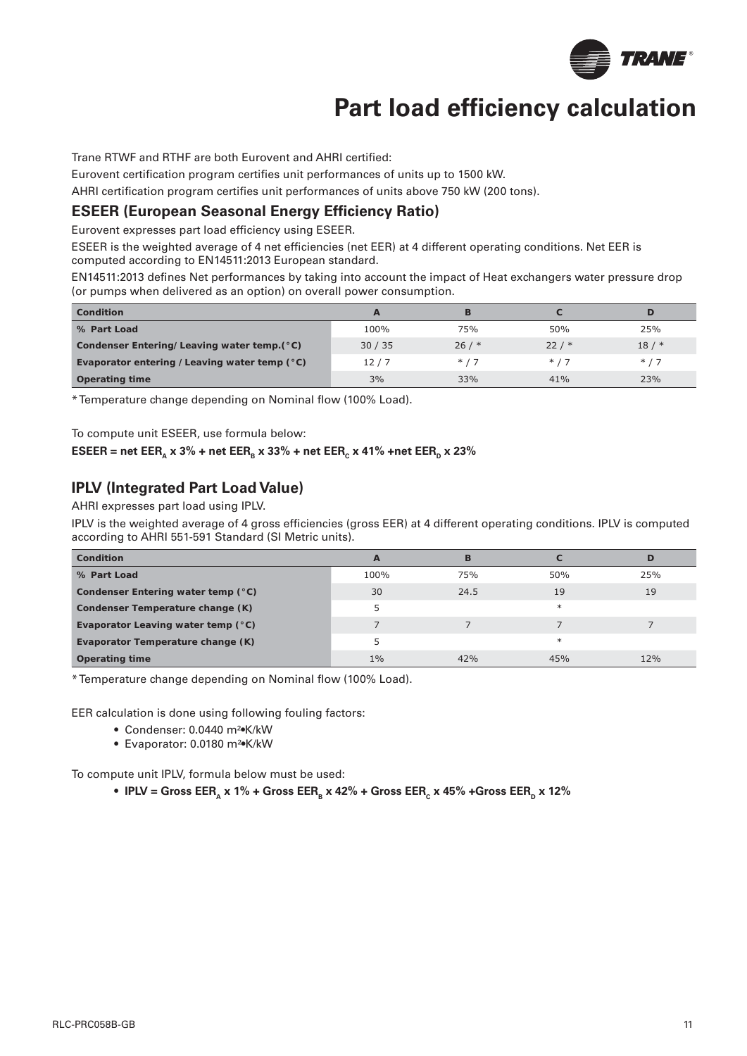# Part load efficiency calculation

Trane RTWF and RTHF are both Eurovent and AHRI certified:

Eurovent certification program certifies unit performances of units up to 1500 kW.

AHRI certification program certifies unit performances of units above 750 kW (200 tons).

## ESEER (European Seasonal Energy Efficiency Ratio)

Eurovent expresses part load efficiency using ESEER.

ESEER is the weighted average of 4 net efficiencies (net EER) at 4 different operating conditions. Net EER is computed according to EN14511:2013 European standard.

EN14511:2013 defines Net performances by taking into account the impact of Heat exchangers water pressure drop (or pumps when delivered as an option) on overall power consumption.

| Condition | A | B | C | D |
|---|---|---|---|---|
| % Part Load | 100% | 75% | 50% | 25% |
| Condenser Entering/ Leaving water temp.(°C) | 30 / 35 | 26 / * | 22 / * | 18 / * |
| Evaporator entering / Leaving water temp (°C) | 12 / 7 | * / 7 | * / 7 | * / 7 |
| Operating time | 3% | 33% | 41% | 23% |

* Temperature change depending on Nominal flow (100% Load).

To compute unit ESEER, use formula below:

**ESEER = net $EER_A$ x 3% + net $EER_B$ x 33% + net $EER_C$ x 41% +net $EER_D$ x 23%**

## IPLV (Integrated Part Load Value)

AHRI expresses part load using IPLV.

IPLV is the weighted average of 4 gross efficiencies (gross EER) at 4 different operating conditions. IPLV is computed according to AHRI 551-591 Standard (SI Metric units).

| Condition | A | B | C | D |
|---|---|---|---|---|
| % Part Load | 100% | 75% | 50% | 25% |
| Condenser Entering water temp (°C) | 30 | 24.5 | 19 | 19 |
| Condenser Temperature change (K) | 5 | | * | |
| Evaporator Leaving water temp (°C) | 7 | 7 | 7 | 7 |
| Evaporator Temperature change (K) | 5 | | * | |
| Operating time | 1% | 42% | 45% | 12% |

* Temperature change depending on Nominal flow (100% Load).

EER calculation is done using following fouling factors:

- Condenser: 0.0440 m²•K/kW
- Evaporator: 0.0180 m²•K/kW

To compute unit IPLV, formula below must be used:

- **IPLV = Gross $EER_A$ x 1% + Gross $EER_B$ x 42% + Gross $EER_C$ x 45% +Gross $EER_D$ x 12%**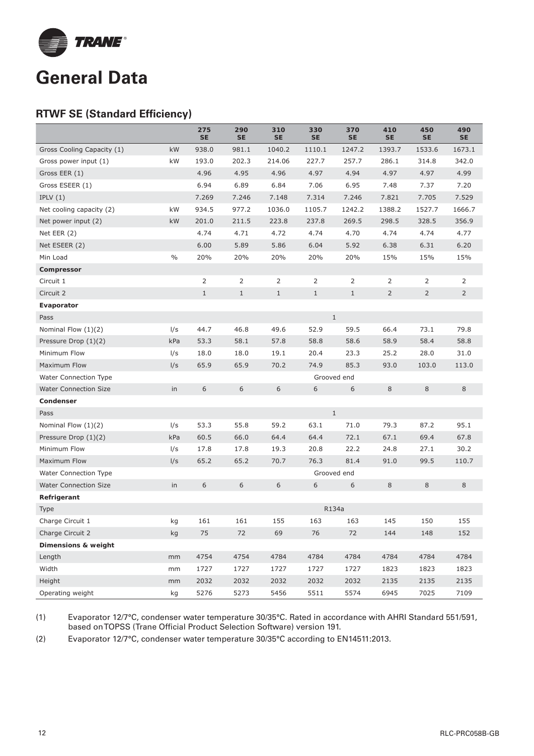# General Data

## RTWF SE (Standard Efficiency)

| | | 275 SE | 290 SE | 310 SE | 330 SE | 370 SE | 410 SE | 450 SE | 490 SE |
|---|---|---|---|---|---|---|---|---|---|
| Gross Cooling Capacity (1) | kW | 938.0 | 981.1 | 1040.2 | 1110.1 | 1247.2 | 1393.7 | 1533.6 | 1673.1 |
| Gross power input (1) | kW | 193.0 | 202.3 | 214.06 | 227.7 | 257.7 | 286.1 | 314.8 | 342.0 |
| Gross EER (1) | | 4.96 | 4.95 | 4.96 | 4.97 | 4.94 | 4.97 | 4.97 | 4.99 |
| Gross ESEER (1) | | 6.94 | 6.89 | 6.84 | 7.06 | 6.95 | 7.48 | 7.37 | 7.20 |
| IPLV (1) | | 7.269 | 7.246 | 7.148 | 7.314 | 7.246 | 7.821 | 7.705 | 7.529 |
| Net cooling capacity (2) | kW | 934.5 | 977.2 | 1036.0 | 1105.7 | 1242.2 | 1388.2 | 1527.7 | 1666.7 |
| Net power input (2) | kW | 201.0 | 211.5 | 223.8 | 237.8 | 269.5 | 298.5 | 328.5 | 356.9 |
| Net EER (2) | | 4.74 | 4.71 | 4.72 | 4.74 | 4.70 | 4.74 | 4.74 | 4.77 |
| Net ESEER (2) | | 6.00 | 5.89 | 5.86 | 6.04 | 5.92 | 6.38 | 6.31 | 6.20 |
| Min Load | % | 20% | 20% | 20% | 20% | 20% | 15% | 15% | 15% |
| **Compressor** | | | | | | | | | |
| Circuit 1 | | 2 | 2 | 2 | 2 | 2 | 2 | 2 | 2 |
| Circuit 2 | | 1 | 1 | 1 | 1 | 1 | 2 | 2 | 2 |
| **Evaporator** | | | | | | | | | |
| Pass | | 1 | | | | | | | |
| Nominal Flow (1)(2) | l/s | 44.7 | 46.8 | 49.6 | 52.9 | 59.5 | 66.4 | 73.1 | 79.8 |
| Pressure Drop (1)(2) | kPa | 53.3 | 58.1 | 57.8 | 58.8 | 58.6 | 58.9 | 58.4 | 58.8 |
| Minimum Flow | l/s | 18.0 | 18.0 | 19.1 | 20.4 | 23.3 | 25.2 | 28.0 | 31.0 |
| Maximum Flow | l/s | 65.9 | 65.9 | 70.2 | 74.9 | 85.3 | 93.0 | 103.0 | 113.0 |
| Water Connection Type | | Grooved end | | | | | | | |
| Water Connection Size | in | 6 | 6 | 6 | 6 | 6 | 8 | 8 | 8 |
| **Condenser** | | | | | | | | | |
| Pass | | 1 | | | | | | | |
| Nominal Flow (1)(2) | l/s | 53.3 | 55.8 | 59.2 | 63.1 | 71.0 | 79.3 | 87.2 | 95.1 |
| Pressure Drop (1)(2) | kPa | 60.5 | 66.0 | 64.4 | 64.4 | 72.1 | 67.1 | 69.4 | 67.8 |
| Minimum Flow | l/s | 17.8 | 17.8 | 19.3 | 20.8 | 22.2 | 24.8 | 27.1 | 30.2 |
| Maximum Flow | l/s | 65.2 | 65.2 | 70.7 | 76.3 | 81.4 | 91.0 | 99.5 | 110.7 |
| Water Connection Type | | Grooved end | | | | | | | |
| Water Connection Size | in | 6 | 6 | 6 | 6 | 6 | 8 | 8 | 8 |
| **Refrigerant** | | | | | | | | | |
| Type | | R134a | | | | | | | |
| Charge Circuit 1 | kg | 161 | 161 | 155 | 163 | 163 | 145 | 150 | 155 |
| Charge Circuit 2 | kg | 75 | 72 | 69 | 76 | 72 | 144 | 148 | 152 |
| **Dimensions & weight** | | | | | | | | | |
| Length | mm | 4754 | 4754 | 4784 | 4784 | 4784 | 4784 | 4784 | 4784 |
| Width | mm | 1727 | 1727 | 1727 | 1727 | 1727 | 1823 | 1823 | 1823 |
| Height | mm | 2032 | 2032 | 2032 | 2032 | 2032 | 2135 | 2135 | 2135 |
| Operating weight | kg | 5276 | 5273 | 5456 | 5511 | 5574 | 6945 | 7025 | 7109 |

(1) Evaporator 12/7°C, condenser water temperature 30/35°C. Rated in accordance with AHRI Standard 551/591, based on TOPSS (Trane Official Product Selection Software) version 191.

(2) Evaporator 12/7°C, condenser water temperature 30/35°C according to EN14511:2013.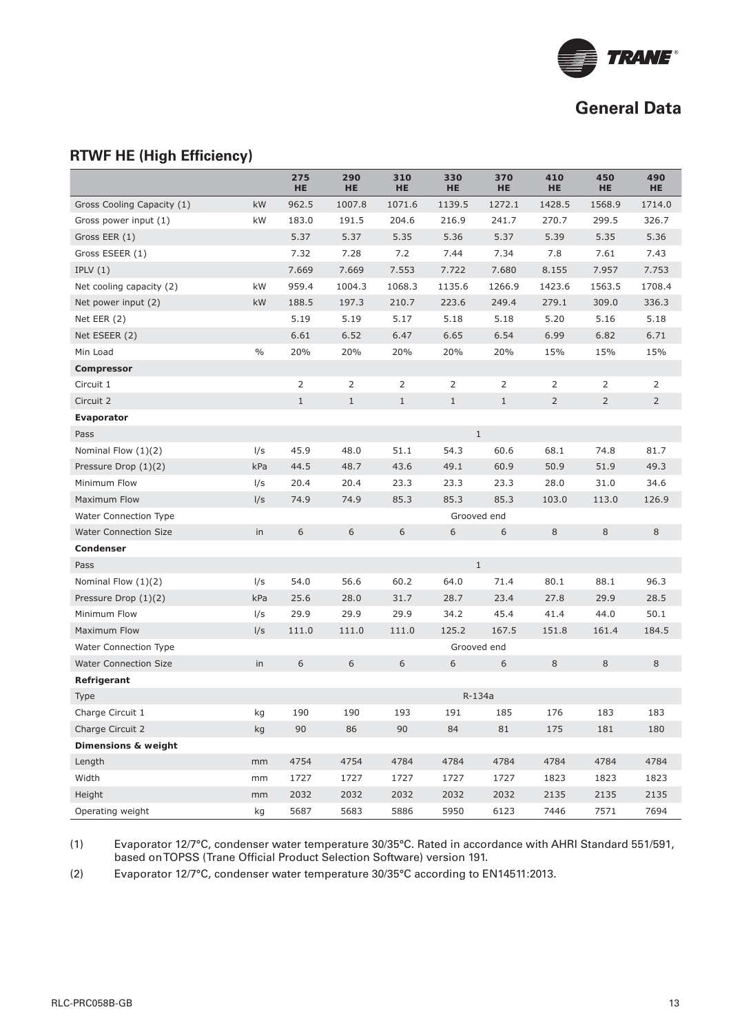# General Data

## RTWF HE (High Efficiency)

| | | 275 HE | 290 HE | 310 HE | 330 HE | 370 HE | 410 HE | 450 HE | 490 HE |
|---|---|---|---|---|---|---|---|---|---|
| Gross Cooling Capacity (1) | kW | 962.5 | 1007.8 | 1071.6 | 1139.5 | 1272.1 | 1428.5 | 1568.9 | 1714.0 |
| Gross power input (1) | kW | 183.0 | 191.5 | 204.6 | 216.9 | 241.7 | 270.7 | 299.5 | 326.7 |
| Gross EER (1) | | 5.37 | 5.37 | 5.35 | 5.36 | 5.37 | 5.39 | 5.35 | 5.36 |
| Gross ESEER (1) | | 7.32 | 7.28 | 7.2 | 7.44 | 7.34 | 7.8 | 7.61 | 7.43 |
| IPLV (1) | | 7.669 | 7.669 | 7.553 | 7.722 | 7.680 | 8.155 | 7.957 | 7.753 |
| Net cooling capacity (2) | kW | 959.4 | 1004.3 | 1068.3 | 1135.6 | 1266.9 | 1423.6 | 1563.5 | 1708.4 |
| Net power input (2) | kW | 188.5 | 197.3 | 210.7 | 223.6 | 249.4 | 279.1 | 309.0 | 336.3 |
| Net EER (2) | | 5.19 | 5.19 | 5.17 | 5.18 | 5.18 | 5.20 | 5.16 | 5.18 |
| Net ESEER (2) | | 6.61 | 6.52 | 6.47 | 6.65 | 6.54 | 6.99 | 6.82 | 6.71 |
| Min Load | % | 20% | 20% | 20% | 20% | 20% | 15% | 15% | 15% |
| **Compressor** | | | | | | | | | |
| Circuit 1 | | 2 | 2 | 2 | 2 | 2 | 2 | 2 | 2 |
| Circuit 2 | | 1 | 1 | 1 | 1 | 1 | 2 | 2 | 2 |
| **Evaporator** | | | | | | | | | |
| Pass | | 1 | | | | | | | |
| Nominal Flow (1)(2) | l/s | 45.9 | 48.0 | 51.1 | 54.3 | 60.6 | 68.1 | 74.8 | 81.7 |
| Pressure Drop (1)(2) | kPa | 44.5 | 48.7 | 43.6 | 49.1 | 60.9 | 50.9 | 51.9 | 49.3 |
| Minimum Flow | l/s | 20.4 | 20.4 | 23.3 | 23.3 | 23.3 | 28.0 | 31.0 | 34.6 |
| Maximum Flow | l/s | 74.9 | 74.9 | 85.3 | 85.3 | 85.3 | 103.0 | 113.0 | 126.9 |
| Water Connection Type | | Grooved end | | | | | | | |
| Water Connection Size | in | 6 | 6 | 6 | 6 | 6 | 8 | 8 | 8 |
| **Condenser** | | | | | | | | | |
| Pass | | 1 | | | | | | | |
| Nominal Flow (1)(2) | l/s | 54.0 | 56.6 | 60.2 | 64.0 | 71.4 | 80.1 | 88.1 | 96.3 |
| Pressure Drop (1)(2) | kPa | 25.6 | 28.0 | 31.7 | 28.7 | 23.4 | 27.8 | 29.9 | 28.5 |
| Minimum Flow | l/s | 29.9 | 29.9 | 29.9 | 34.2 | 45.4 | 41.4 | 44.0 | 50.1 |
| Maximum Flow | l/s | 111.0 | 111.0 | 111.0 | 125.2 | 167.5 | 151.8 | 161.4 | 184.5 |
| Water Connection Type | | Grooved end | | | | | | | |
| Water Connection Size | in | 6 | 6 | 6 | 6 | 6 | 8 | 8 | 8 |
| **Refrigerant** | | | | | | | | | |
| Type | | R-134a | | | | | | | |
| Charge Circuit 1 | kg | 190 | 190 | 193 | 191 | 185 | 176 | 183 | 183 |
| Charge Circuit 2 | kg | 90 | 86 | 90 | 84 | 81 | 175 | 181 | 180 |
| **Dimensions & weight** | | | | | | | | | |
| Length | mm | 4754 | 4754 | 4784 | 4784 | 4784 | 4784 | 4784 | 4784 |
| Width | mm | 1727 | 1727 | 1727 | 1727 | 1727 | 1823 | 1823 | 1823 |
| Height | mm | 2032 | 2032 | 2032 | 2032 | 2032 | 2135 | 2135 | 2135 |
| Operating weight | kg | 5687 | 5683 | 5886 | 5950 | 6123 | 7446 | 7571 | 7694 |

(1) Evaporator 12/7°C, condenser water temperature 30/35°C. Rated in accordance with AHRI Standard 551/591, based on TOPSS (Trane Official Product Selection Software) version 191.

(2) Evaporator 12/7°C, condenser water temperature 30/35°C according to EN14511:2013.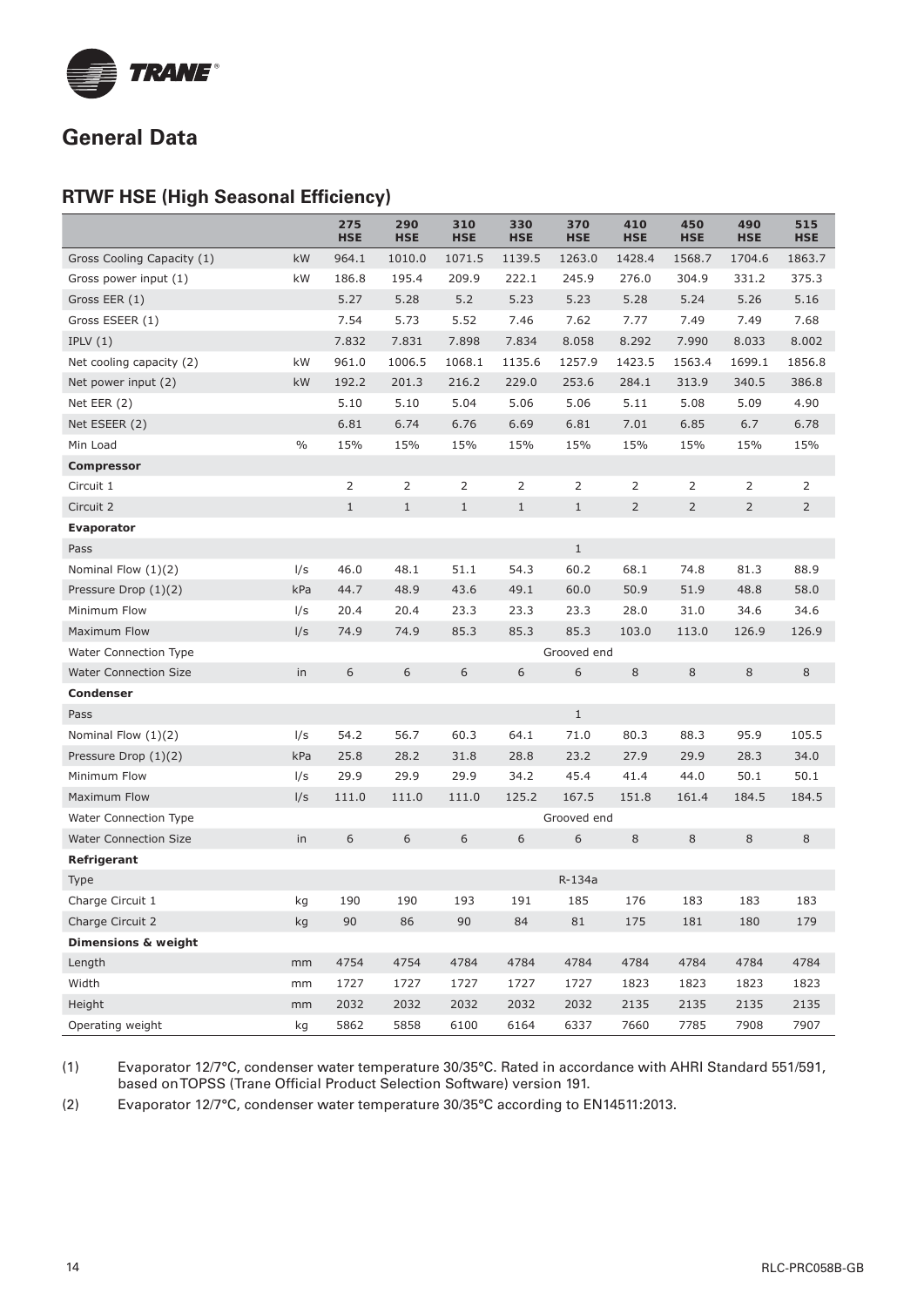## General Data

### RTWF HSE (High Seasonal Efficiency)

| | | 275 HSE | 290 HSE | 310 HSE | 330 HSE | 370 HSE | 410 HSE | 450 HSE | 490 HSE | 515 HSE |
|---|---|---|---|---|---|---|---|---|---|---|
| Gross Cooling Capacity (1) | kW | 964.1 | 1010.0 | 1071.5 | 1139.5 | 1263.0 | 1428.4 | 1568.7 | 1704.6 | 1863.7 |
| Gross power input (1) | kW | 186.8 | 195.4 | 209.9 | 222.1 | 245.9 | 276.0 | 304.9 | 331.2 | 375.3 |
| Gross EER (1) | | 5.27 | 5.28 | 5.2 | 5.23 | 5.23 | 5.28 | 5.24 | 5.26 | 5.16 |
| Gross ESEER (1) | | 7.54 | 5.73 | 5.52 | 7.46 | 7.62 | 7.77 | 7.49 | 7.49 | 7.68 |
| IPLV (1) | | 7.832 | 7.831 | 7.898 | 7.834 | 8.058 | 8.292 | 7.990 | 8.033 | 8.002 |
| Net cooling capacity (2) | kW | 961.0 | 1006.5 | 1068.1 | 1135.6 | 1257.9 | 1423.5 | 1563.4 | 1699.1 | 1856.8 |
| Net power input (2) | kW | 192.2 | 201.3 | 216.2 | 229.0 | 253.6 | 284.1 | 313.9 | 340.5 | 386.8 |
| Net EER (2) | | 5.10 | 5.10 | 5.04 | 5.06 | 5.06 | 5.11 | 5.08 | 5.09 | 4.90 |
| Net ESEER (2) | | 6.81 | 6.74 | 6.76 | 6.69 | 6.81 | 7.01 | 6.85 | 6.7 | 6.78 |
| Min Load | % | 15% | 15% | 15% | 15% | 15% | 15% | 15% | 15% | 15% |
| **Compressor** | | | | | | | | | | |
| Circuit 1 | | 2 | 2 | 2 | 2 | 2 | 2 | 2 | 2 | 2 |
| Circuit 2 | | 1 | 1 | 1 | 1 | 1 | 2 | 2 | 2 | 2 |
| **Evaporator** | | | | | | | | | | |
| Pass | | | | | | 1 | | | | |
| Nominal Flow (1)(2) | l/s | 46.0 | 48.1 | 51.1 | 54.3 | 60.2 | 68.1 | 74.8 | 81.3 | 88.9 |
| Pressure Drop (1)(2) | kPa | 44.7 | 48.9 | 43.6 | 49.1 | 60.0 | 50.9 | 51.9 | 48.8 | 58.0 |
| Minimum Flow | l/s | 20.4 | 20.4 | 23.3 | 23.3 | 23.3 | 28.0 | 31.0 | 34.6 | 34.6 |
| Maximum Flow | l/s | 74.9 | 74.9 | 85.3 | 85.3 | 85.3 | 103.0 | 113.0 | 126.9 | 126.9 |
| Water Connection Type | | | | | | Grooved end | | | | |
| Water Connection Size | in | 6 | 6 | 6 | 6 | 6 | 8 | 8 | 8 | 8 |
| **Condenser** | | | | | | | | | | |
| Pass | | | | | | 1 | | | | |
| Nominal Flow (1)(2) | l/s | 54.2 | 56.7 | 60.3 | 64.1 | 71.0 | 80.3 | 88.3 | 95.9 | 105.5 |
| Pressure Drop (1)(2) | kPa | 25.8 | 28.2 | 31.8 | 28.8 | 23.2 | 27.9 | 29.9 | 28.3 | 34.0 |
| Minimum Flow | l/s | 29.9 | 29.9 | 29.9 | 34.2 | 45.4 | 41.4 | 44.0 | 50.1 | 50.1 |
| Maximum Flow | l/s | 111.0 | 111.0 | 111.0 | 125.2 | 167.5 | 151.8 | 161.4 | 184.5 | 184.5 |
| Water Connection Type | | | | | | Grooved end | | | | |
| Water Connection Size | in | 6 | 6 | 6 | 6 | 6 | 8 | 8 | 8 | 8 |
| **Refrigerant** | | | | | | | | | | |
| Type | | | | | | R-134a | | | | |
| Charge Circuit 1 | kg | 190 | 190 | 193 | 191 | 185 | 176 | 183 | 183 | 183 |
| Charge Circuit 2 | kg | 90 | 86 | 90 | 84 | 81 | 175 | 181 | 180 | 179 |
| **Dimensions & weight** | | | | | | | | | | |
| Length | mm | 4754 | 4754 | 4784 | 4784 | 4784 | 4784 | 4784 | 4784 | 4784 |
| Width | mm | 1727 | 1727 | 1727 | 1727 | 1727 | 1823 | 1823 | 1823 | 1823 |
| Height | mm | 2032 | 2032 | 2032 | 2032 | 2032 | 2135 | 2135 | 2135 | 2135 |
| Operating weight | kg | 5862 | 5858 | 6100 | 6164 | 6337 | 7660 | 7785 | 7908 | 7907 |

(1) Evaporator 12/7°C, condenser water temperature 30/35°C. Rated in accordance with AHRI Standard 551/591, based on TOPSS (Trane Official Product Selection Software) version 191.

(2) Evaporator 12/7°C, condenser water temperature 30/35°C according to EN14511:2013.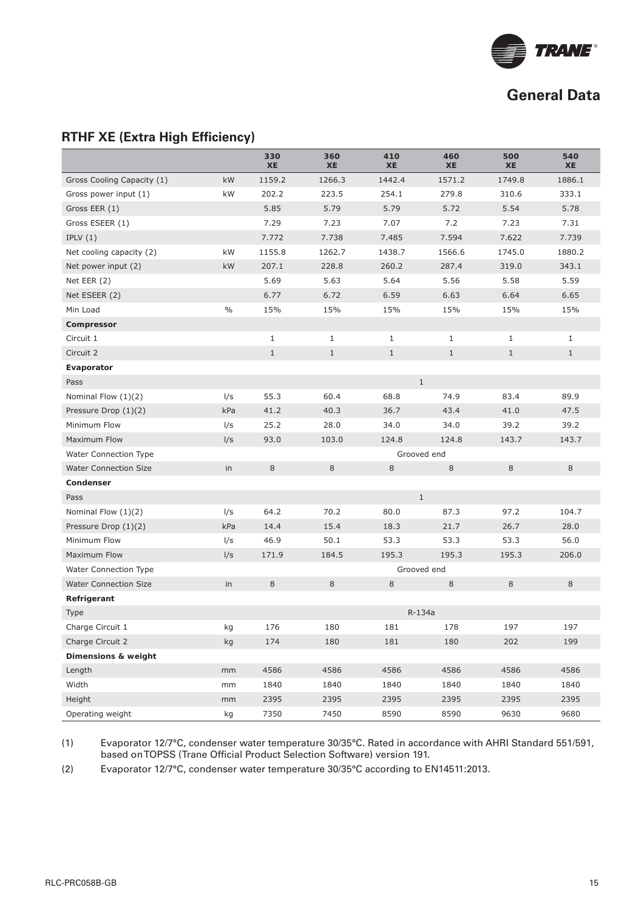# General Data

## RTHF XE (Extra High Efficiency)

| | | 330 XE | 360 XE | 410 XE | 460 XE | 500 XE | 540 XE |
|---|---|---|---|---|---|---|---|
| Gross Cooling Capacity (1) | kW | 1159.2 | 1266.3 | 1442.4 | 1571.2 | 1749.8 | 1886.1 |
| Gross power input (1) | kW | 202.2 | 223.5 | 254.1 | 279.8 | 310.6 | 333.1 |
| Gross EER (1) | | 5.85 | 5.79 | 5.79 | 5.72 | 5.54 | 5.78 |
| Gross ESEER (1) | | 7.29 | 7.23 | 7.07 | 7.2 | 7.23 | 7.31 |
| IPLV (1) | | 7.772 | 7.738 | 7.485 | 7.594 | 7.622 | 7.739 |
| Net cooling capacity (2) | kW | 1155.8 | 1262.7 | 1438.7 | 1566.6 | 1745.0 | 1880.2 |
| Net power input (2) | kW | 207.1 | 228.8 | 260.2 | 287.4 | 319.0 | 343.1 |
| Net EER (2) | | 5.69 | 5.63 | 5.64 | 5.56 | 5.58 | 5.59 |
| Net ESEER (2) | | 6.77 | 6.72 | 6.59 | 6.63 | 6.64 | 6.65 |
| Min Load | % | 15% | 15% | 15% | 15% | 15% | 15% |
| **Compressor** | | | | | | | |
| Circuit 1 | | 1 | 1 | 1 | 1 | 1 | 1 |
| Circuit 2 | | 1 | 1 | 1 | 1 | 1 | 1 |
| **Evaporator** | | | | | | | |
| Pass | | 1 | | | | | |
| Nominal Flow (1)(2) | l/s | 55.3 | 60.4 | 68.8 | 74.9 | 83.4 | 89.9 |
| Pressure Drop (1)(2) | kPa | 41.2 | 40.3 | 36.7 | 43.4 | 41.0 | 47.5 |
| Minimum Flow | l/s | 25.2 | 28.0 | 34.0 | 34.0 | 39.2 | 39.2 |
| Maximum Flow | l/s | 93.0 | 103.0 | 124.8 | 124.8 | 143.7 | 143.7 |
| Water Connection Type | | Grooved end | | | | | |
| Water Connection Size | in | 8 | 8 | 8 | 8 | 8 | 8 |
| **Condenser** | | | | | | | |
| Pass | | 1 | | | | | |
| Nominal Flow (1)(2) | l/s | 64.2 | 70.2 | 80.0 | 87.3 | 97.2 | 104.7 |
| Pressure Drop (1)(2) | kPa | 14.4 | 15.4 | 18.3 | 21.7 | 26.7 | 28.0 |
| Minimum Flow | l/s | 46.9 | 50.1 | 53.3 | 53.3 | 53.3 | 56.0 |
| Maximum Flow | l/s | 171.9 | 184.5 | 195.3 | 195.3 | 195.3 | 206.0 |
| Water Connection Type | | Grooved end | | | | | |
| Water Connection Size | in | 8 | 8 | 8 | 8 | 8 | 8 |
| **Refrigerant** | | | | | | | |
| Type | | R-134a | | | | | |
| Charge Circuit 1 | kg | 176 | 180 | 181 | 178 | 197 | 197 |
| Charge Circuit 2 | kg | 174 | 180 | 181 | 180 | 202 | 199 |
| **Dimensions & weight** | | | | | | | |
| Length | mm | 4586 | 4586 | 4586 | 4586 | 4586 | 4586 |
| Width | mm | 1840 | 1840 | 1840 | 1840 | 1840 | 1840 |
| Height | mm | 2395 | 2395 | 2395 | 2395 | 2395 | 2395 |
| Operating weight | kg | 7350 | 7450 | 8590 | 8590 | 9630 | 9680 |

(1) Evaporator 12/7°C, condenser water temperature 30/35°C. Rated in accordance with AHRI Standard 551/591, based on TOPSS (Trane Official Product Selection Software) version 191.

(2) Evaporator 12/7°C, condenser water temperature 30/35°C according to EN14511:2013.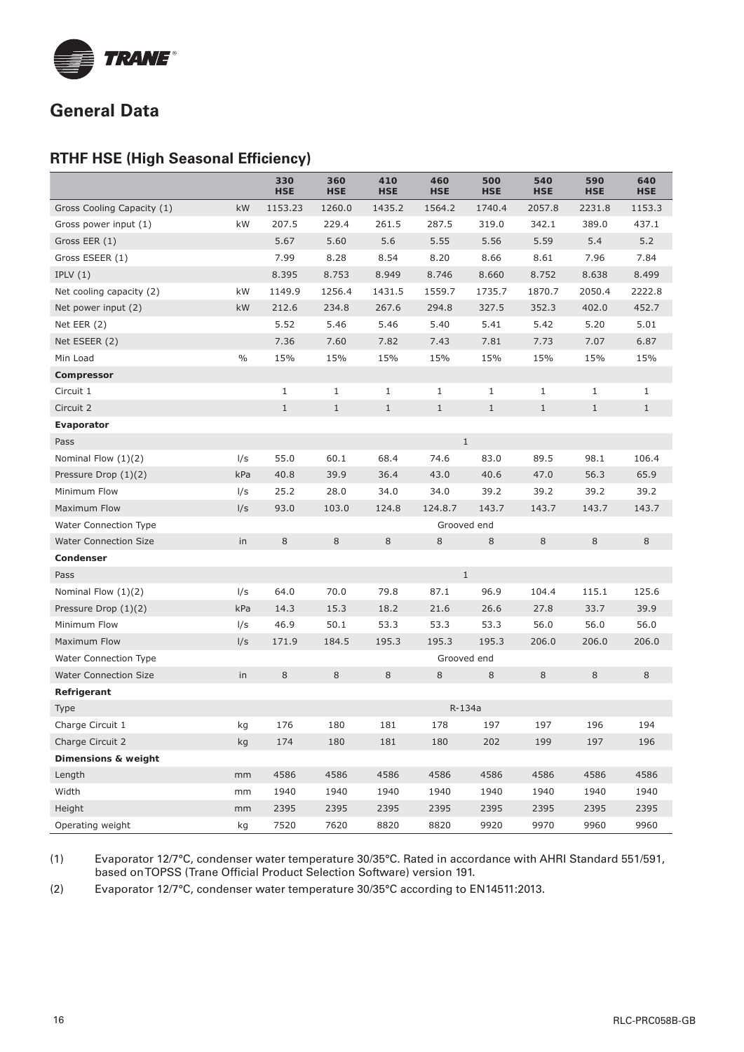## General Data

### RTHF HSE (High Seasonal Efficiency)

| | | 330 HSE | 360 HSE | 410 HSE | 460 HSE | 500 HSE | 540 HSE | 590 HSE | 640 HSE |
|---|---|---|---|---|---|---|---|---|---|
| Gross Cooling Capacity (1) | kW | 1153.23 | 1260.0 | 1435.2 | 1564.2 | 1740.4 | 2057.8 | 2231.8 | 1153.3 |
| Gross power input (1) | kW | 207.5 | 229.4 | 261.5 | 287.5 | 319.0 | 342.1 | 389.0 | 437.1 |
| Gross EER (1) | | 5.67 | 5.60 | 5.6 | 5.55 | 5.56 | 5.59 | 5.4 | 5.2 |
| Gross ESEER (1) | | 7.99 | 8.28 | 8.54 | 8.20 | 8.66 | 8.61 | 7.96 | 7.84 |
| IPLV (1) | | 8.395 | 8.753 | 8.949 | 8.746 | 8.660 | 8.752 | 8.638 | 8.499 |
| Net cooling capacity (2) | kW | 1149.9 | 1256.4 | 1431.5 | 1559.7 | 1735.7 | 1870.7 | 2050.4 | 2222.8 |
| Net power input (2) | kW | 212.6 | 234.8 | 267.6 | 294.8 | 327.5 | 352.3 | 402.0 | 452.7 |
| Net EER (2) | | 5.52 | 5.46 | 5.46 | 5.40 | 5.41 | 5.42 | 5.20 | 5.01 |
| Net ESEER (2) | | 7.36 | 7.60 | 7.82 | 7.43 | 7.81 | 7.73 | 7.07 | 6.87 |
| Min Load | % | 15% | 15% | 15% | 15% | 15% | 15% | 15% | 15% |
| **Compressor** | | | | | | | | | |
| Circuit 1 | | 1 | 1 | 1 | 1 | 1 | 1 | 1 | 1 |
| Circuit 2 | | 1 | 1 | 1 | 1 | 1 | 1 | 1 | 1 |
| **Evaporator** | | | | | | | | | |
| Pass | | 1 | | | | | | | |
| Nominal Flow (1)(2) | l/s | 55.0 | 60.1 | 68.4 | 74.6 | 83.0 | 89.5 | 98.1 | 106.4 |
| Pressure Drop (1)(2) | kPa | 40.8 | 39.9 | 36.4 | 43.0 | 40.6 | 47.0 | 56.3 | 65.9 |
| Minimum Flow | l/s | 25.2 | 28.0 | 34.0 | 34.0 | 39.2 | 39.2 | 39.2 | 39.2 |
| Maximum Flow | l/s | 93.0 | 103.0 | 124.8 | 124.8.7 | 143.7 | 143.7 | 143.7 | 143.7 |
| Water Connection Type | | Grooved end | | | | | | | |
| Water Connection Size | in | 8 | 8 | 8 | 8 | 8 | 8 | 8 | 8 |
| **Condenser** | | | | | | | | | |
| Pass | | 1 | | | | | | | |
| Nominal Flow (1)(2) | l/s | 64.0 | 70.0 | 79.8 | 87.1 | 96.9 | 104.4 | 115.1 | 125.6 |
| Pressure Drop (1)(2) | kPa | 14.3 | 15.3 | 18.2 | 21.6 | 26.6 | 27.8 | 33.7 | 39.9 |
| Minimum Flow | l/s | 46.9 | 50.1 | 53.3 | 53.3 | 53.3 | 56.0 | 56.0 | 56.0 |
| Maximum Flow | l/s | 171.9 | 184.5 | 195.3 | 195.3 | 195.3 | 206.0 | 206.0 | 206.0 |
| Water Connection Type | | Grooved end | | | | | | | |
| Water Connection Size | in | 8 | 8 | 8 | 8 | 8 | 8 | 8 | 8 |
| **Refrigerant** | | | | | | | | | |
| Type | | R-134a | | | | | | | |
| Charge Circuit 1 | kg | 176 | 180 | 181 | 178 | 197 | 197 | 196 | 194 |
| Charge Circuit 2 | kg | 174 | 180 | 181 | 180 | 202 | 199 | 197 | 196 |
| **Dimensions & weight** | | | | | | | | | |
| Length | mm | 4586 | 4586 | 4586 | 4586 | 4586 | 4586 | 4586 | 4586 |
| Width | mm | 1940 | 1940 | 1940 | 1940 | 1940 | 1940 | 1940 | 1940 |
| Height | mm | 2395 | 2395 | 2395 | 2395 | 2395 | 2395 | 2395 | 2395 |
| Operating weight | kg | 7520 | 7620 | 8820 | 8820 | 9920 | 9970 | 9960 | 9960 |

(1) Evaporator 12/7°C, condenser water temperature 30/35°C. Rated in accordance with AHRI Standard 551/591, based on TOPSS (Trane Official Product Selection Software) version 191.

(2) Evaporator 12/7°C, condenser water temperature 30/35°C according to EN14511:2013.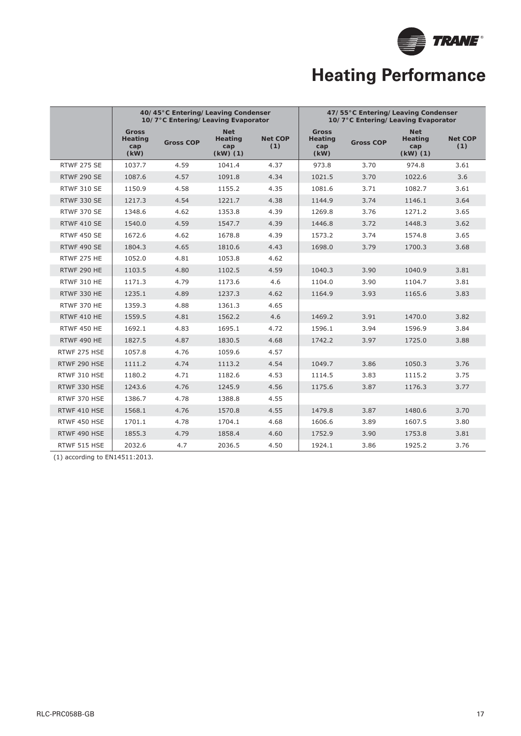# Heating Performance

| | 40/45°C Entering/Leaving Condenser 10/7°C Entering/Leaving Evaporator | | | | 47/55°C Entering/Leaving Condenser 10/7°C Entering/Leaving Evaporator | | | |
|---|---|---|---|---|---|---|---|---|
| | Gross Heating cap (kW) | Gross COP | Net Heating cap (kW) (1) | Net COP (1) | Gross Heating cap (kW) | Gross COP | Net Heating cap (kW) (1) | Net COP (1) |
| RTWF 275 SE | 1037.7 | 4.59 | 1041.4 | 4.37 | 973.8 | 3.70 | 974.8 | 3.61 |
| RTWF 290 SE | 1087.6 | 4.57 | 1091.8 | 4.34 | 1021.5 | 3.70 | 1022.6 | 3.6 |
| RTWF 310 SE | 1150.9 | 4.58 | 1155.2 | 4.35 | 1081.6 | 3.71 | 1082.7 | 3.61 |
| RTWF 330 SE | 1217.3 | 4.54 | 1221.7 | 4.38 | 1144.9 | 3.74 | 1146.1 | 3.64 |
| RTWF 370 SE | 1348.6 | 4.62 | 1353.8 | 4.39 | 1269.8 | 3.76 | 1271.2 | 3.65 |
| RTWF 410 SE | 1540.0 | 4.59 | 1547.7 | 4.39 | 1446.8 | 3.72 | 1448.3 | 3.62 |
| RTWF 450 SE | 1672.6 | 4.62 | 1678.8 | 4.39 | 1573.2 | 3.74 | 1574.8 | 3.65 |
| RTWF 490 SE | 1804.3 | 4.65 | 1810.6 | 4.43 | 1698.0 | 3.79 | 1700.3 | 3.68 |
| RTWF 275 HE | 1052.0 | 4.81 | 1053.8 | 4.62 | | | | |
| RTWF 290 HE | 1103.5 | 4.80 | 1102.5 | 4.59 | 1040.3 | 3.90 | 1040.9 | 3.81 |
| RTWF 310 HE | 1171.3 | 4.79 | 1173.6 | 4.6 | 1104.0 | 3.90 | 1104.7 | 3.81 |
| RTWF 330 HE | 1235.1 | 4.89 | 1237.3 | 4.62 | 1164.9 | 3.93 | 1165.6 | 3.83 |
| RTWF 370 HE | 1359.3 | 4.88 | 1361.3 | 4.65 | | | | |
| RTWF 410 HE | 1559.5 | 4.81 | 1562.2 | 4.6 | 1469.2 | 3.91 | 1470.0 | 3.82 |
| RTWF 450 HE | 1692.1 | 4.83 | 1695.1 | 4.72 | 1596.1 | 3.94 | 1596.9 | 3.84 |
| RTWF 490 HE | 1827.5 | 4.87 | 1830.5 | 4.68 | 1742.2 | 3.97 | 1725.0 | 3.88 |
| RTWF 275 HSE | 1057.8 | 4.76 | 1059.6 | 4.57 | | | | |
| RTWF 290 HSE | 1111.2 | 4.74 | 1113.2 | 4.54 | 1049.7 | 3.86 | 1050.3 | 3.76 |
| RTWF 310 HSE | 1180.2 | 4.71 | 1182.6 | 4.53 | 1114.5 | 3.83 | 1115.2 | 3.75 |
| RTWF 330 HSE | 1243.6 | 4.76 | 1245.9 | 4.56 | 1175.6 | 3.87 | 1176.3 | 3.77 |
| RTWF 370 HSE | 1386.7 | 4.78 | 1388.8 | 4.55 | | | | |
| RTWF 410 HSE | 1568.1 | 4.76 | 1570.8 | 4.55 | 1479.8 | 3.87 | 1480.6 | 3.70 |
| RTWF 450 HSE | 1701.1 | 4.78 | 1704.1 | 4.68 | 1606.6 | 3.89 | 1607.5 | 3.80 |
| RTWF 490 HSE | 1855.3 | 4.79 | 1858.4 | 4.60 | 1752.9 | 3.90 | 1753.8 | 3.81 |
| RTWF 515 HSE | 2032.6 | 4.7 | 2036.5 | 4.50 | 1924.1 | 3.86 | 1925.2 | 3.76 |

(1) according to EN14511:2013.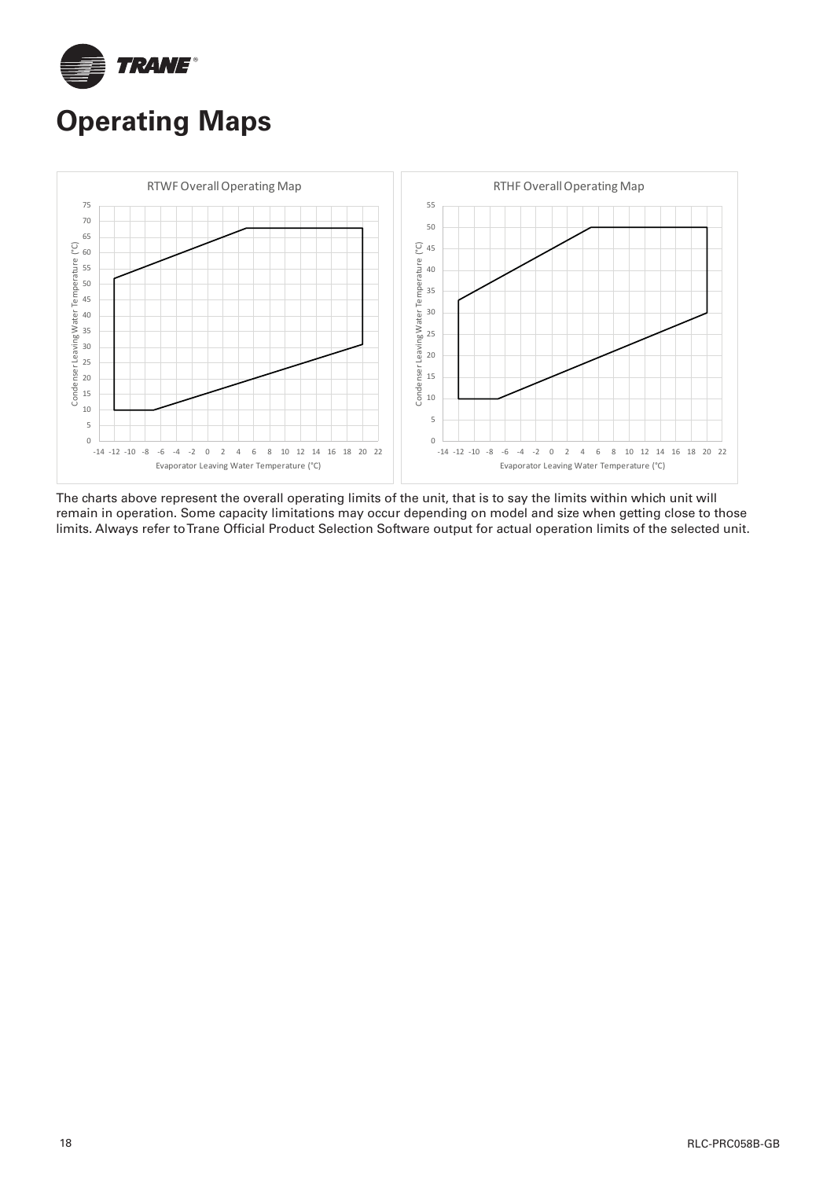# Operating Maps

RTWF Overall Operating Map

RTHF Overall Operating Map

The charts above represent the overall operating limits of the unit, that is to say the limits within which unit will remain in operation. Some capacity limitations may occur depending on model and size when getting close to those limits. Always refer to Trane Official Product Selection Software output for actual operation limits of the selected unit.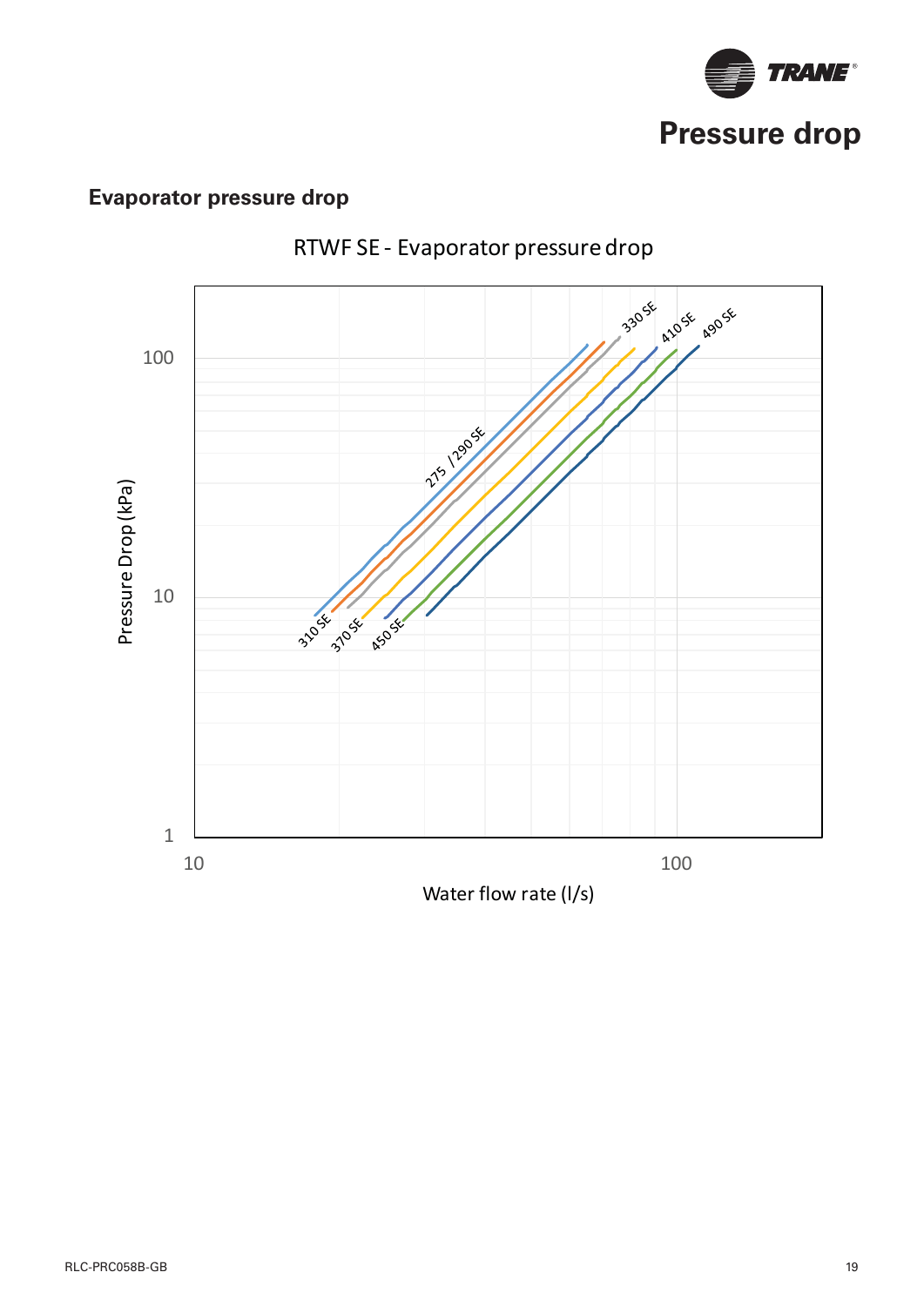# Pressure drop

## Evaporator pressure drop

RTWF SE - Evaporator pressure drop

Pressure Drop (kPa)

Water flow rate (l/s)

275 /290 SE

330 SE

410 SE

490 SE

310 SE

370 SE

450 SE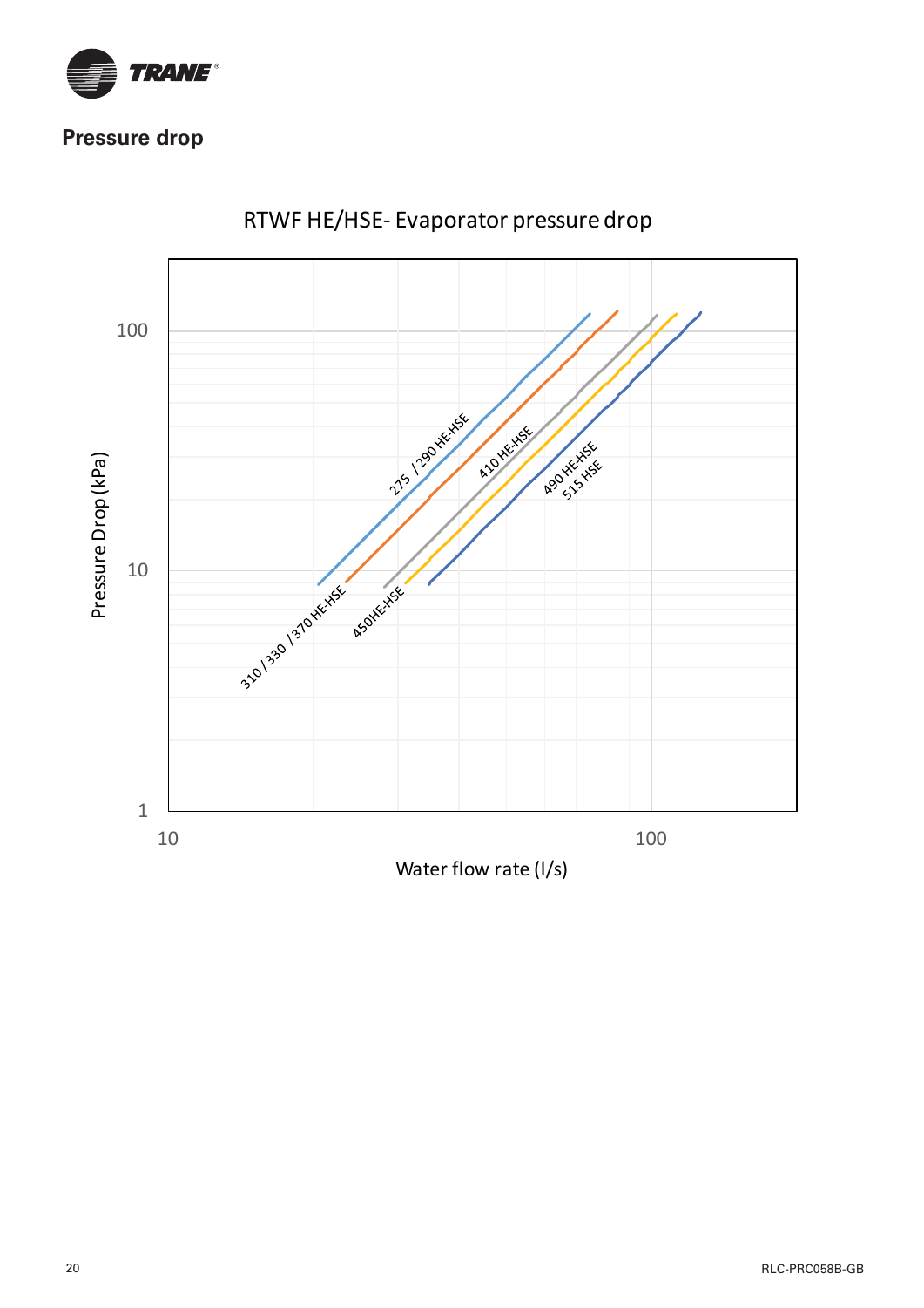## Pressure drop

RTWF HE/HSE- Evaporator pressure drop

Pressure Drop (kPa)

Water flow rate (l/s)

275 / 290 HE-HSE

310 / 330 / 370 HE-HSE

410 HE-HSE

450HE-HSE

490 HE-HSE

515 HSE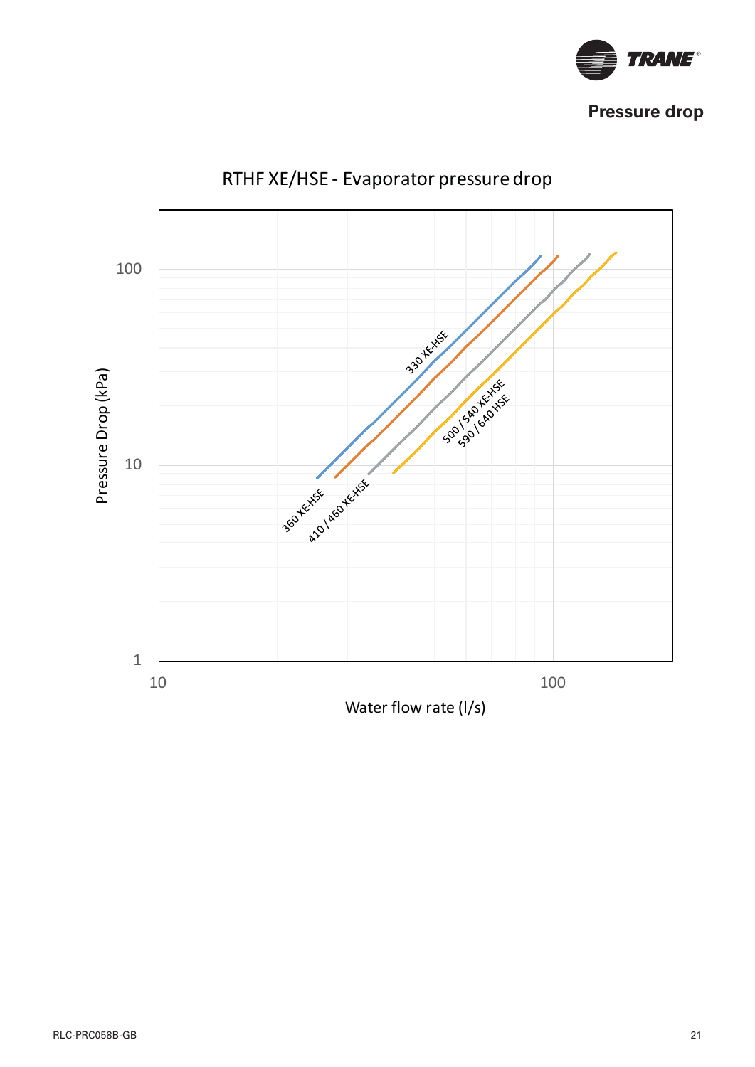## Pressure drop

RTHF XE/HSE - Evaporator pressure drop

Pressure Drop (kPa)

Water flow rate (l/s)

330 XE-HSE

360 XE-HSE

410 / 460 XE-HSE

500 / 540 XE-HSE

590 / 640 HSE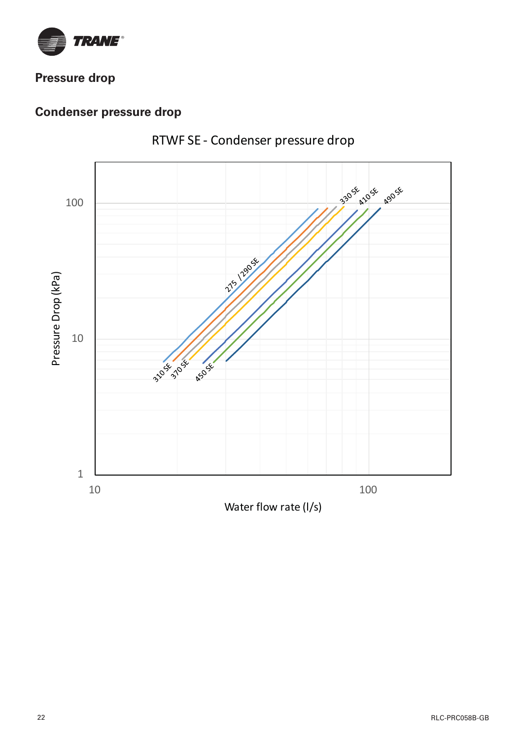## Pressure drop

### Condenser pressure drop

RTWF SE - Condenser pressure drop

Pressure Drop (kPa)

Water flow rate (l/s)

275 / 290 SE

310 SE

330 SE

370 SE

410 SE

450 SE

490 SE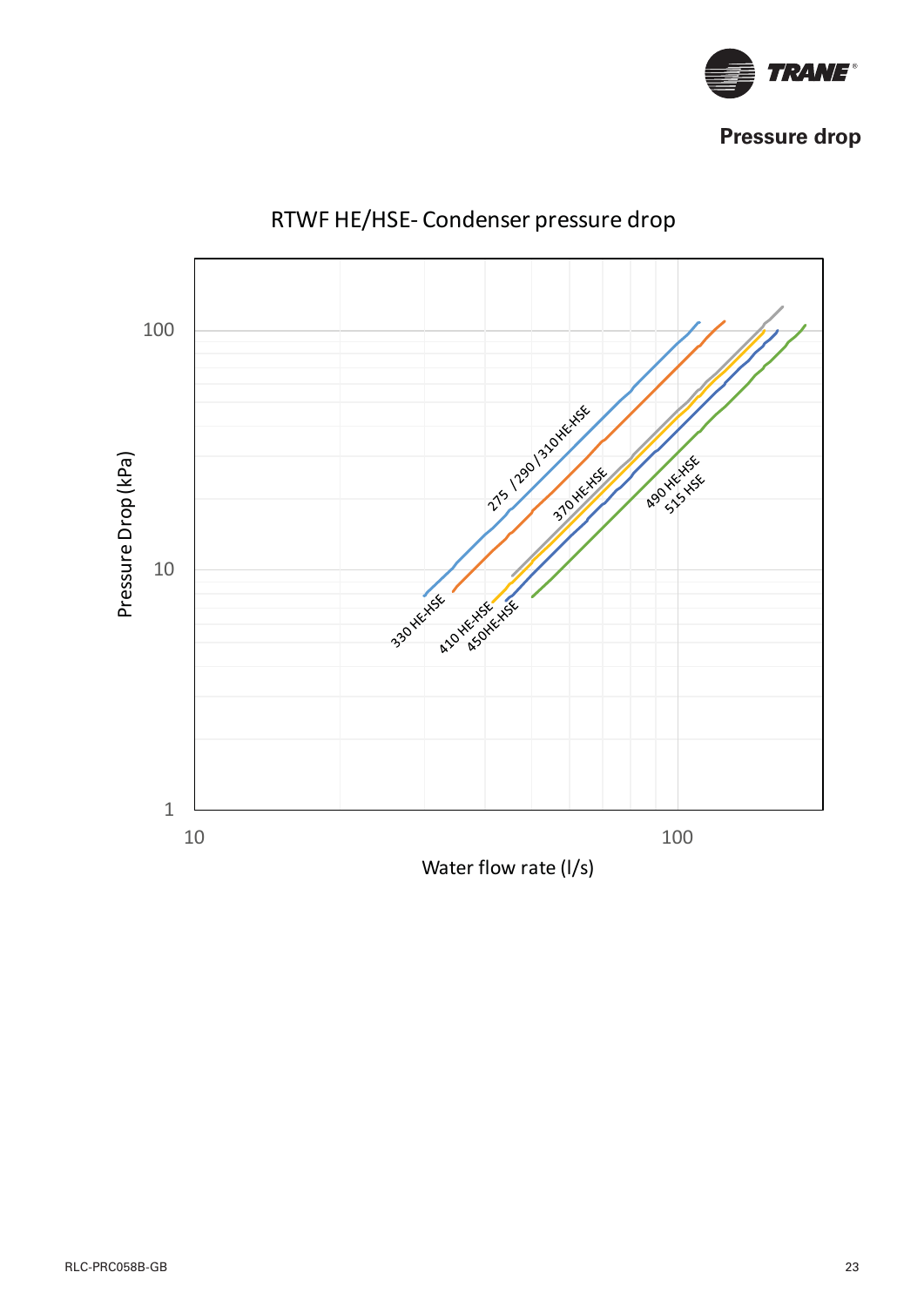## Pressure drop

RTWF HE/HSE- Condenser pressure drop

Pressure Drop (kPa)

Water flow rate (l/s)

275 / 290 / 310 HE-HSE

330 HE-HSE

370 HE-HSE

410 HE-HSE

450HE-HSE

490 HE-HSE

515 HSE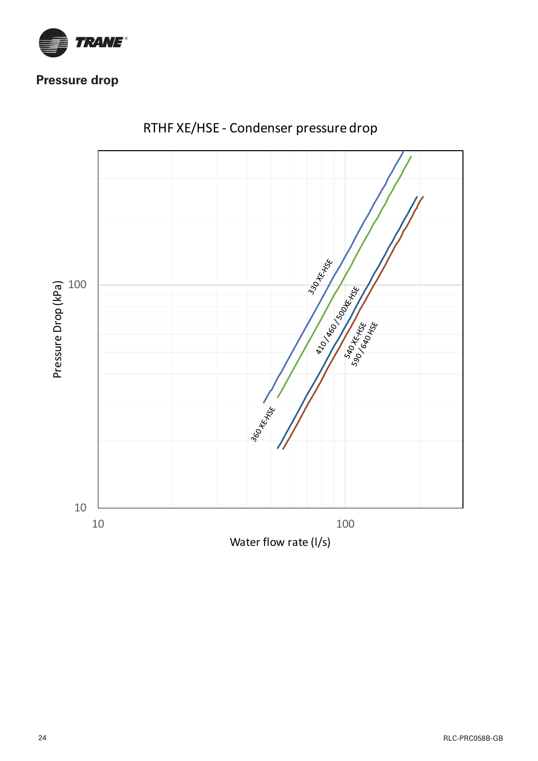## Pressure drop

RTHF XE/HSE - Condenser pressure drop

Pressure Drop (kPa)

Water flow rate (l/s)

330 XE-HSE

360 XE-HSE

410 / 460 / 500XE-HSE

540 XE-HSE

590 / 640 HSE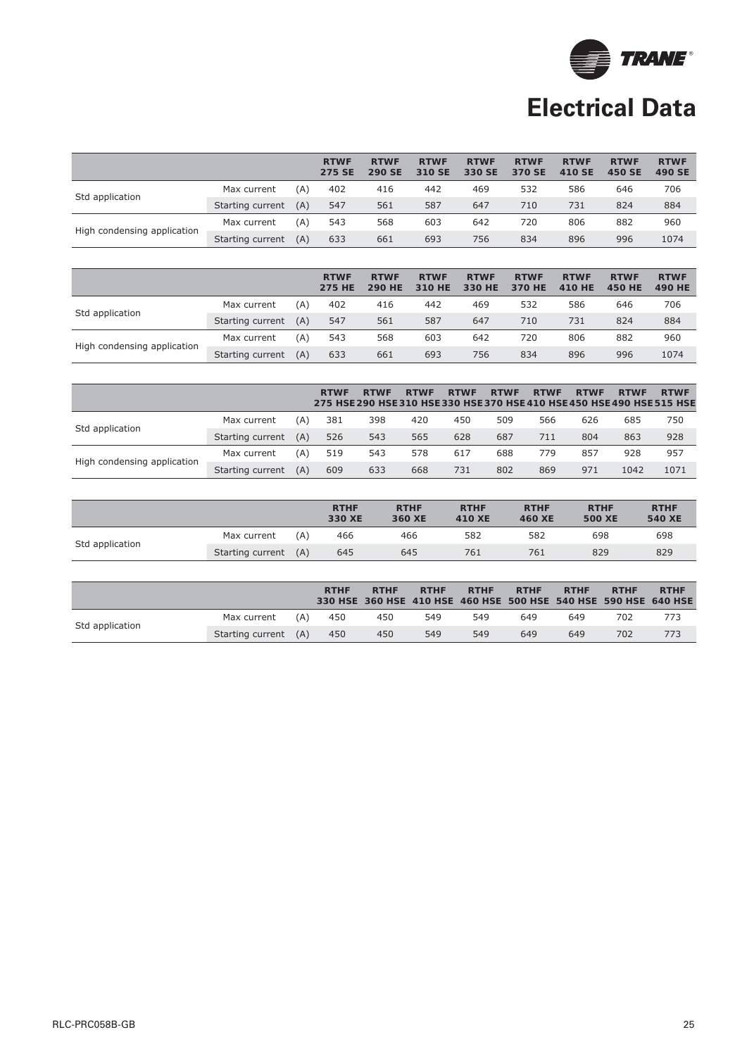# Electrical Data

| | | | RTWF 275 SE | RTWF 290 SE | RTWF 310 SE | RTWF 330 SE | RTWF 370 SE | RTWF 410 SE | RTWF 450 SE | RTWF 490 SE |
|---|---|---|---|---|---|---|---|---|---|---|
| Std application | Max current | (A) | 402 | 416 | 442 | 469 | 532 | 586 | 646 | 706 |
| | Starting current | (A) | 547 | 561 | 587 | 647 | 710 | 731 | 824 | 884 |
| High condensing application | Max current | (A) | 543 | 568 | 603 | 642 | 720 | 806 | 882 | 960 |
| | Starting current | (A) | 633 | 661 | 693 | 756 | 834 | 896 | 996 | 1074 |

| | | | RTWF 275 HE | RTWF 290 HE | RTWF 310 HE | RTWF 330 HE | RTWF 370 HE | RTWF 410 HE | RTWF 450 HE | RTWF 490 HE |
|---|---|---|---|---|---|---|---|---|---|---|
| Std application | Max current | (A) | 402 | 416 | 442 | 469 | 532 | 586 | 646 | 706 |
| | Starting current | (A) | 547 | 561 | 587 | 647 | 710 | 731 | 824 | 884 |
| High condensing application | Max current | (A) | 543 | 568 | 603 | 642 | 720 | 806 | 882 | 960 |
| | Starting current | (A) | 633 | 661 | 693 | 756 | 834 | 896 | 996 | 1074 |

| | | | RTWF 275 HSE | RTWF 290 HSE | RTWF 310 HSE | RTWF 330 HSE | RTWF 370 HSE | RTWF 410 HSE | RTWF 450 HSE | RTWF 490 HSE | RTWF 515 HSE |
|---|---|---|---|---|---|---|---|---|---|---|---|
| Std application | Max current | (A) | 381 | 398 | 420 | 450 | 509 | 566 | 626 | 685 | 750 |
| | Starting current | (A) | 526 | 543 | 565 | 628 | 687 | 711 | 804 | 863 | 928 |
| High condensing application | Max current | (A) | 519 | 543 | 578 | 617 | 688 | 779 | 857 | 928 | 957 |
| | Starting current | (A) | 609 | 633 | 668 | 731 | 802 | 869 | 971 | 1042 | 1071 |

| | | | RTHF 330 XE | RTHF 360 XE | RTHF 410 XE | RTHF 460 XE | RTHF 500 XE | RTHF 540 XE |
|---|---|---|---|---|---|---|---|---|
| Std application | Max current | (A) | 466 | 466 | 582 | 582 | 698 | 698 |
| | Starting current | (A) | 645 | 645 | 761 | 761 | 829 | 829 |

| | | | RTHF 330 HSE | RTHF 360 HSE | RTHF 410 HSE | RTHF 460 HSE | RTHF 500 HSE | RTHF 540 HSE | RTHF 590 HSE | RTHF 640 HSE |
|---|---|---|---|---|---|---|---|---|---|---|
| Std application | Max current | (A) | 450 | 450 | 549 | 549 | 649 | 649 | 702 | 773 |
| | Starting current | (A) | 450 | 450 | 549 | 549 | 649 | 649 | 702 | 773 |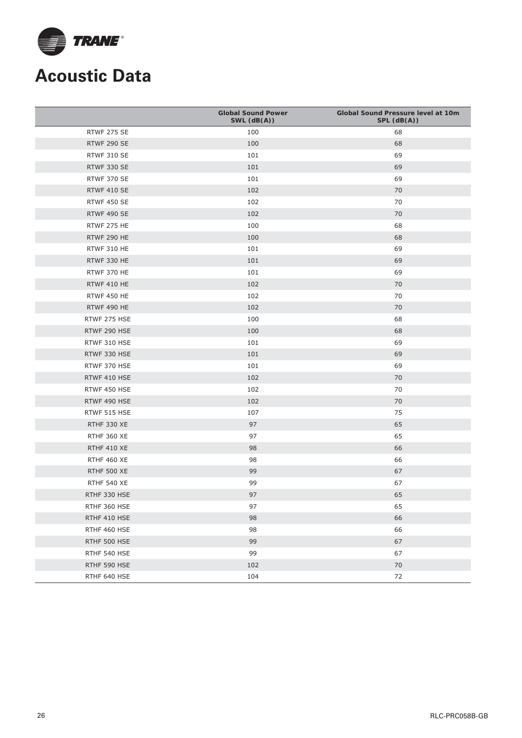# Acoustic Data

| | Global Sound Power SWL (dB(A)) | Global Sound Pressure level at 10m SPL (dB(A)) |
|---|---|---|
| RTWF 275 SE | 100 | 68 |
| RTWF 290 SE | 100 | 68 |
| RTWF 310 SE | 101 | 69 |
| RTWF 330 SE | 101 | 69 |
| RTWF 370 SE | 101 | 69 |
| RTWF 410 SE | 102 | 70 |
| RTWF 450 SE | 102 | 70 |
| RTWF 490 SE | 102 | 70 |
| RTWF 275 HE | 100 | 68 |
| RTWF 290 HE | 100 | 68 |
| RTWF 310 HE | 101 | 69 |
| RTWF 330 HE | 101 | 69 |
| RTWF 370 HE | 101 | 69 |
| RTWF 410 HE | 102 | 70 |
| RTWF 450 HE | 102 | 70 |
| RTWF 490 HE | 102 | 70 |
| RTWF 275 HSE | 100 | 68 |
| RTWF 290 HSE | 100 | 68 |
| RTWF 310 HSE | 101 | 69 |
| RTWF 330 HSE | 101 | 69 |
| RTWF 370 HSE | 101 | 69 |
| RTWF 410 HSE | 102 | 70 |
| RTWF 450 HSE | 102 | 70 |
| RTWF 490 HSE | 102 | 70 |
| RTWF 515 HSE | 107 | 75 |
| RTHF 330 XE | 97 | 65 |
| RTHF 360 XE | 97 | 65 |
| RTHF 410 XE | 98 | 66 |
| RTHF 460 XE | 98 | 66 |
| RTHF 500 XE | 99 | 67 |
| RTHF 540 XE | 99 | 67 |
| RTHF 330 HSE | 97 | 65 |
| RTHF 360 HSE | 97 | 65 |
| RTHF 410 HSE | 98 | 66 |
| RTHF 460 HSE | 98 | 66 |
| RTHF 500 HSE | 99 | 67 |
| RTHF 540 HSE | 99 | 67 |
| RTHF 590 HSE | 102 | 70 |
| RTHF 640 HSE | 104 | 72 |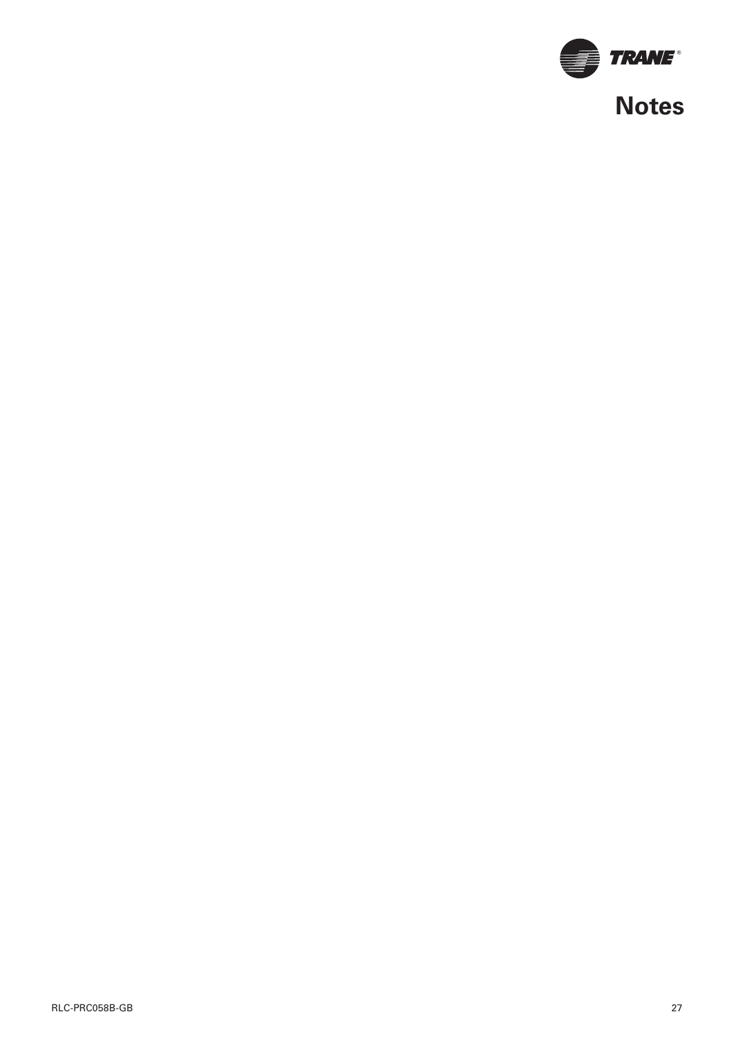# Notes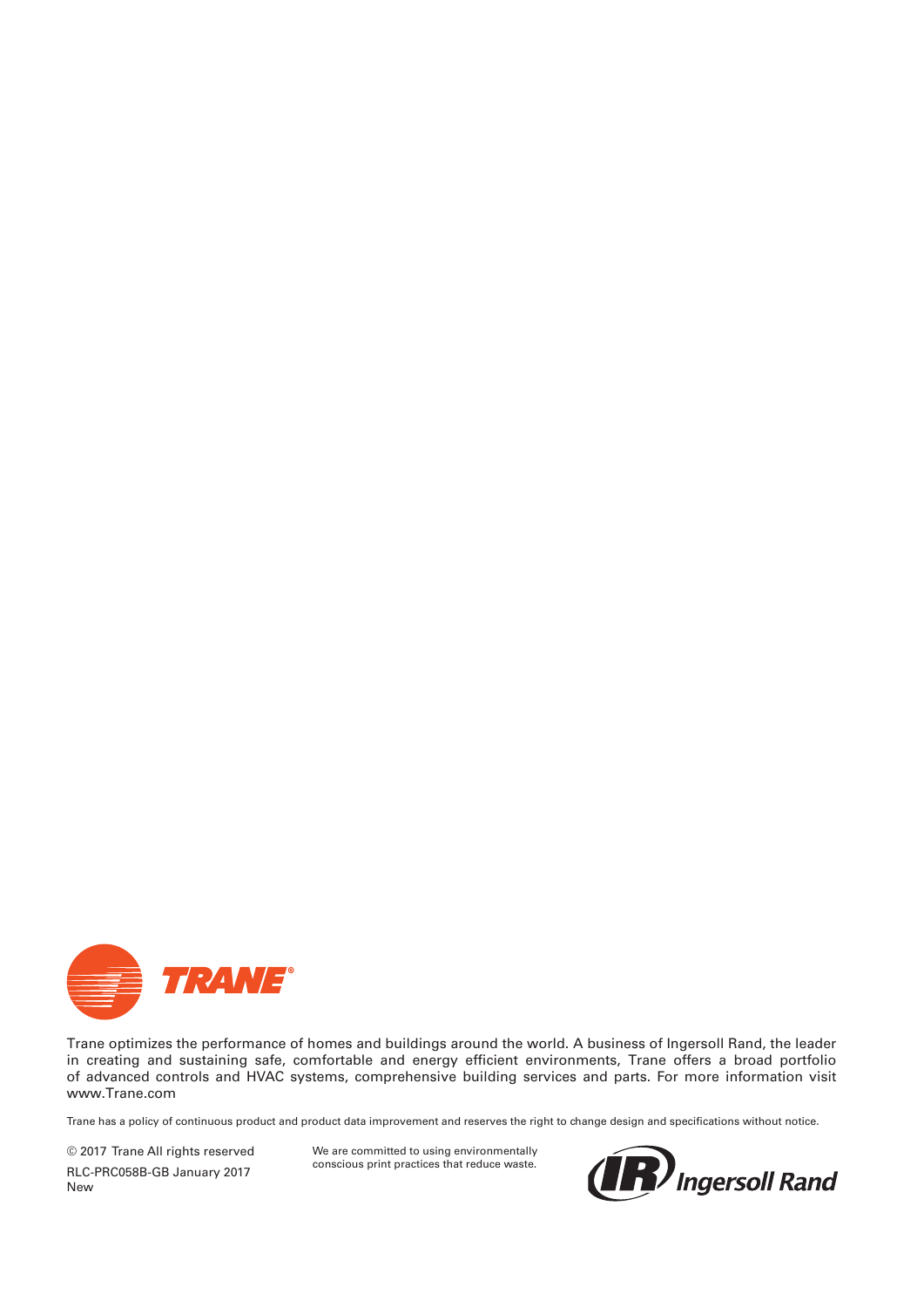Trane optimizes the performance of homes and buildings around the world. A business of Ingersoll Rand, the leader in creating and sustaining safe, comfortable and energy efficient environments, Trane offers a broad portfolio of advanced controls and HVAC systems, comprehensive building services and parts. For more information visit www.Trane.com

Trane has a policy of continuous product and product data improvement and reserves the right to change design and specifications without notice.

© 2017 Trane All rights reserved

RLC-PRC058B-GB January 2017

New

We are committed to using environmentally conscious print practices that reduce waste.